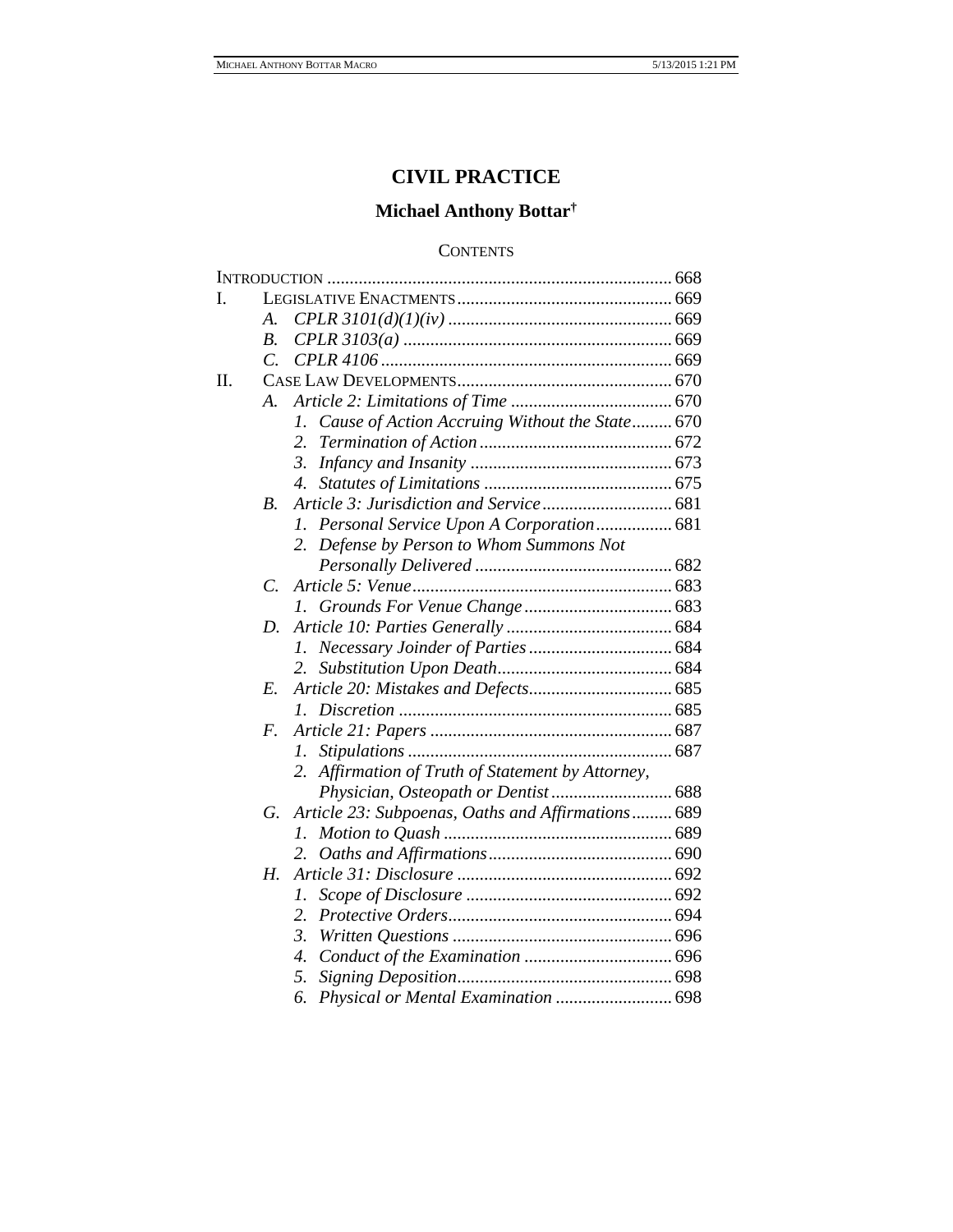# CIVIL PRACTICE

## Michael Anthony Bottar†

### CONTENTS

INTRODUCTION ........................................................................... 668

I. LEGISLATIVE ENACTMENTS ............................................... 669
- A. *CPLR 3101(d)(1)(iv)* ................................................. 669
- B. *CPLR 3103(a)* ........................................................... 669
- C. *CPLR 4106* ................................................................ 669

II. CASE LAW DEVELOPMENTS ............................................... 670
- A. *Article 2: Limitations of Time* .................................... 670
  1. *Cause of Action Accruing Without the State* ......... 670
  2. *Termination of Action* ........................................... 672
  3. *Infancy and Insanity* ............................................. 673
  4. *Statutes of Limitations* .......................................... 675
- B. *Article 3: Jurisdiction and Service* ............................ 681
  1. *Personal Service Upon A Corporation* ................. 681
  2. *Defense by Person to Whom Summons Not Personally Delivered* ............................................ 682
- C. *Article 5: Venue* .......................................................... 683
  1. *Grounds For Venue Change* ................................. 683
- D. *Article 10: Parties Generally* ..................................... 684
  1. *Necessary Joinder of Parties* ................................ 684
  2. *Substitution Upon Death* ....................................... 684
- E. *Article 20: Mistakes and Defects* ................................ 685
  1. *Discretion* ............................................................. 685
- F. *Article 21: Papers* ...................................................... 687
  1. *Stipulations* ........................................................... 687
  2. *Affirmation of Truth of Statement by Attorney, Physician, Osteopath or Dentist* ........................... 688
- G. *Article 23: Subpoenas, Oaths and Affirmations* ......... 689
  1. *Motion to Quash* ................................................... 689
  2. *Oaths and Affirmations* ......................................... 690
- H. *Article 31: Disclosure* ................................................ 692
  1. *Scope of Disclosure* .............................................. 692
  2. *Protective Orders* .................................................. 694
  3. *Written Questions* ................................................. 696
  4. *Conduct of the Examination* ................................. 696
  5. *Signing Deposition* ................................................ 698
  6. *Physical or Mental Examination* .......................... 698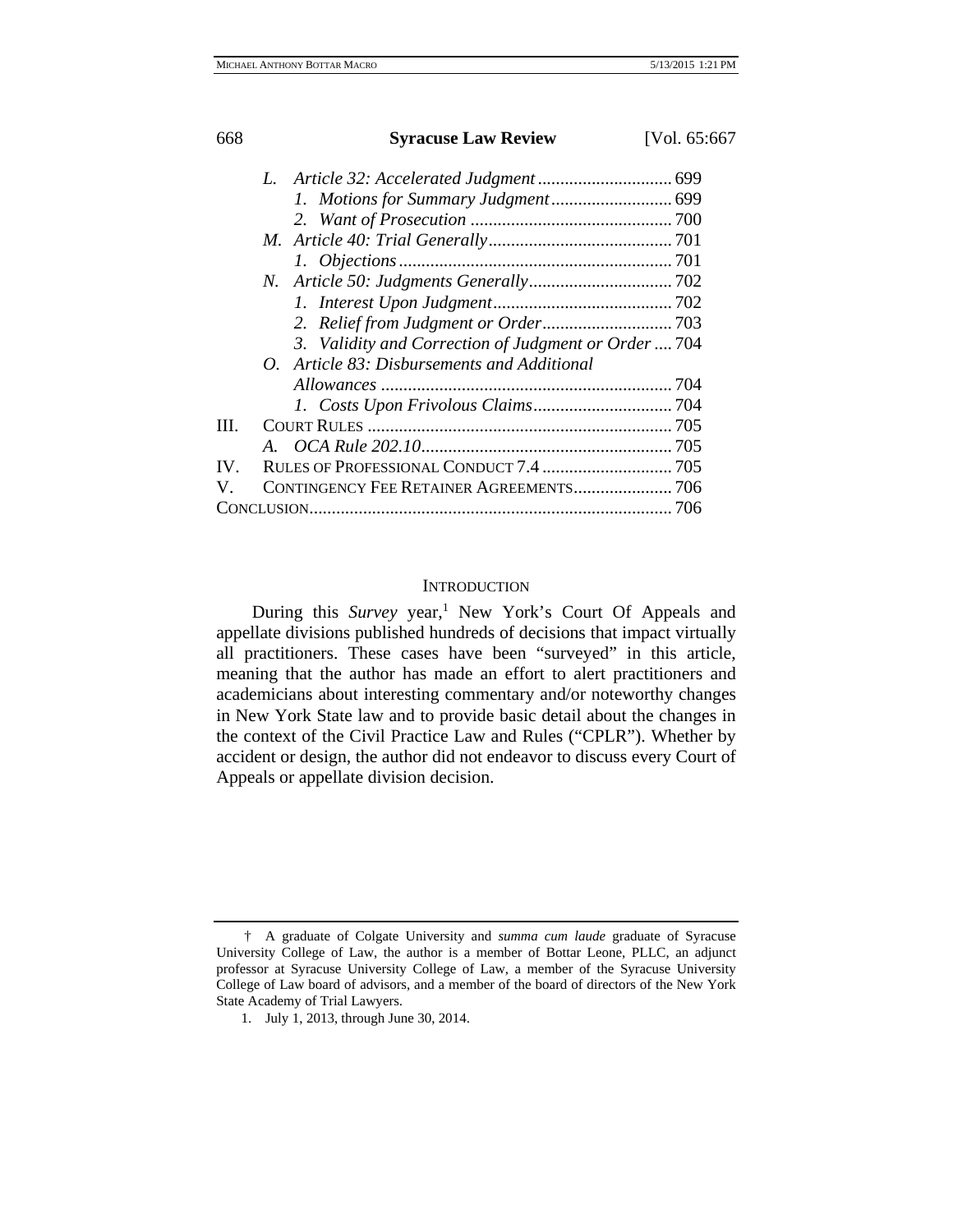- *L. Article 32: Accelerated Judgment* .......... 699
  - *1. Motions for Summary Judgment* .......... 699
  - *2. Want of Prosecution* .......... 700
- *M. Article 40: Trial Generally* .......... 701
  - *1. Objections* .......... 701
- *N. Article 50: Judgments Generally* .......... 702
  - *1. Interest Upon Judgment* .......... 702
  - *2. Relief from Judgment or Order* .......... 703
  - *3. Validity and Correction of Judgment or Order* .......... 704
- *O. Article 83: Disbursements and Additional Allowances* .......... 704
  - *1. Costs Upon Frivolous Claims* .......... 704

III. Court Rules .......... 705
- *A. OCA Rule 202.10* .......... 705

IV. Rules of Professional Conduct 7.4 .......... 705

V. Contingency Fee Retainer Agreements .......... 706

Conclusion .......... 706

## Introduction

During this *Survey* year,[1] New York's Court Of Appeals and appellate divisions published hundreds of decisions that impact virtually all practitioners. These cases have been "surveyed" in this article, meaning that the author has made an effort to alert practitioners and academicians about interesting commentary and/or noteworthy changes in New York State law and to provide basic detail about the changes in the context of the Civil Practice Law and Rules ("CPLR"). Whether by accident or design, the author did not endeavor to discuss every Court of Appeals or appellate division decision.

---

† A graduate of Colgate University and *summa cum laude* graduate of Syracuse University College of Law, the author is a member of Bottar Leone, PLLC, an adjunct professor at Syracuse University College of Law, a member of the Syracuse University College of Law board of advisors, and a member of the board of directors of the New York State Academy of Trial Lawyers.

1. July 1, 2013, through June 30, 2014.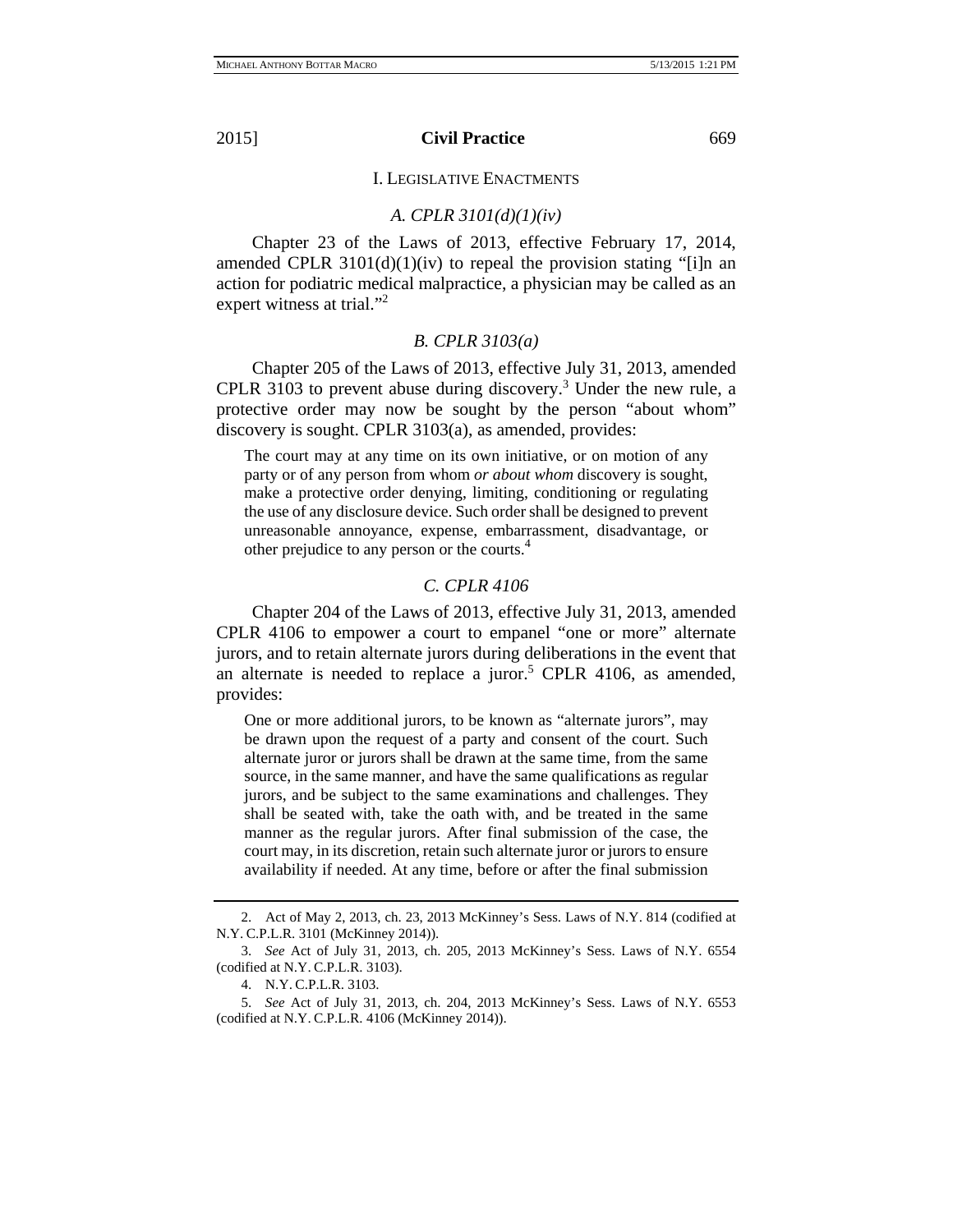## I. LEGISLATIVE ENACTMENTS

### *A. CPLR 3101(d)(1)(iv)*

Chapter 23 of the Laws of 2013, effective February 17, 2014, amended CPLR 3101(d)(1)(iv) to repeal the provision stating "[i]n an action for podiatric medical malpractice, a physician may be called as an expert witness at trial."[2]

### *B. CPLR 3103(a)*

Chapter 205 of the Laws of 2013, effective July 31, 2013, amended CPLR 3103 to prevent abuse during discovery.[3] Under the new rule, a protective order may now be sought by the person "about whom" discovery is sought. CPLR 3103(a), as amended, provides:

> The court may at any time on its own initiative, or on motion of any party or of any person from whom *or about whom* discovery is sought, make a protective order denying, limiting, conditioning or regulating the use of any disclosure device. Such order shall be designed to prevent unreasonable annoyance, expense, embarrassment, disadvantage, or other prejudice to any person or the courts.[4]

### *C. CPLR 4106*

Chapter 204 of the Laws of 2013, effective July 31, 2013, amended CPLR 4106 to empower a court to empanel "one or more" alternate jurors, and to retain alternate jurors during deliberations in the event that an alternate is needed to replace a juror.[5] CPLR 4106, as amended, provides:

> One or more additional jurors, to be known as "alternate jurors", may be drawn upon the request of a party and consent of the court. Such alternate juror or jurors shall be drawn at the same time, from the same source, in the same manner, and have the same qualifications as regular jurors, and be subject to the same examinations and challenges. They shall be seated with, take the oath with, and be treated in the same manner as the regular jurors. After final submission of the case, the court may, in its discretion, retain such alternate juror or jurors to ensure availability if needed. At any time, before or after the final submission

---

2. Act of May 2, 2013, ch. 23, 2013 McKinney's Sess. Laws of N.Y. 814 (codified at N.Y. C.P.L.R. 3101 (McKinney 2014)).

3. *See* Act of July 31, 2013, ch. 205, 2013 McKinney's Sess. Laws of N.Y. 6554 (codified at N.Y. C.P.L.R. 3103).

4. N.Y. C.P.L.R. 3103.

5. *See* Act of July 31, 2013, ch. 204, 2013 McKinney's Sess. Laws of N.Y. 6553 (codified at N.Y. C.P.L.R. 4106 (McKinney 2014)).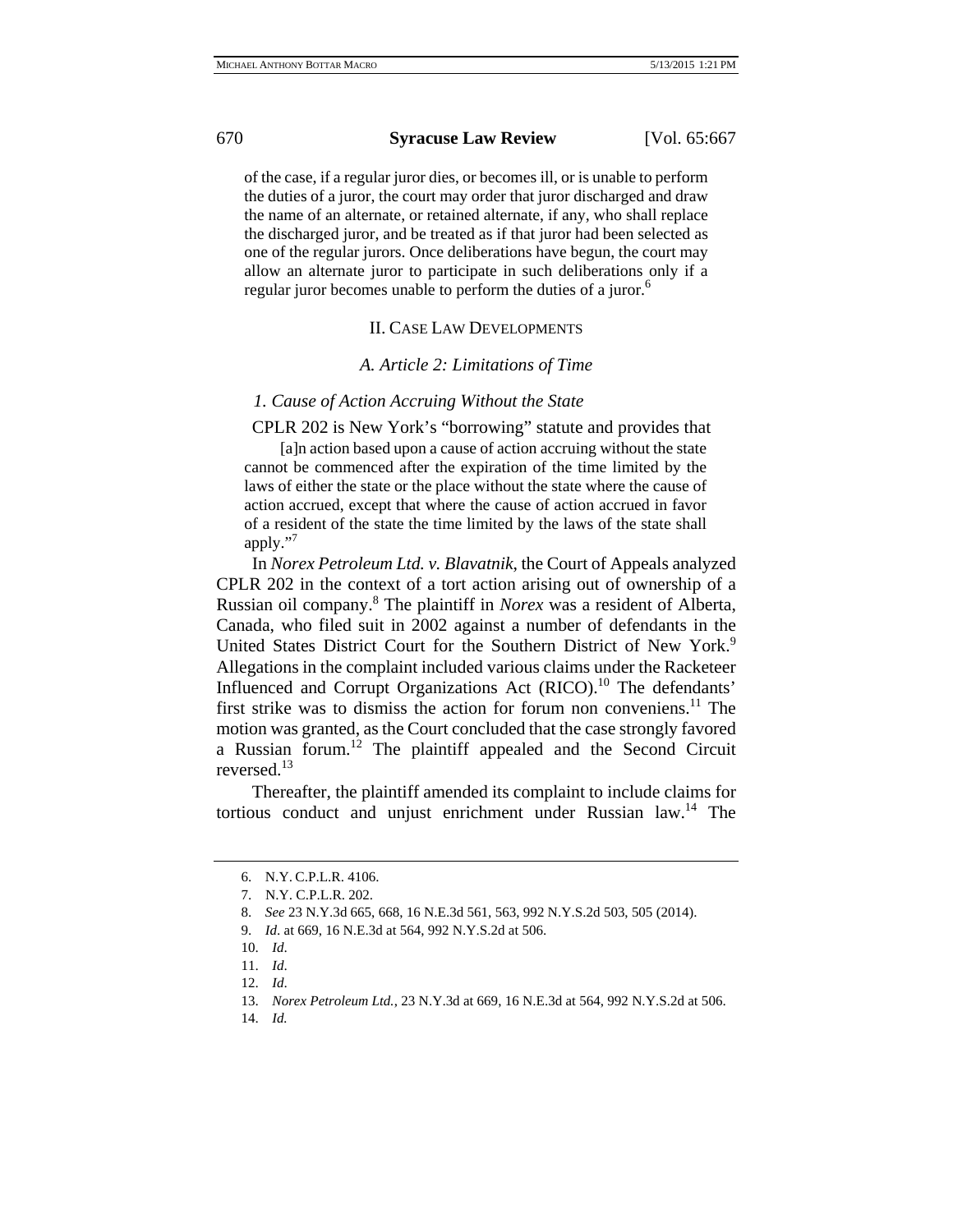of the case, if a regular juror dies, or becomes ill, or is unable to perform the duties of a juror, the court may order that juror discharged and draw the name of an alternate, or retained alternate, if any, who shall replace the discharged juror, and be treated as if that juror had been selected as one of the regular jurors. Once deliberations have begun, the court may allow an alternate juror to participate in such deliberations only if a regular juror becomes unable to perform the duties of a juror.[6]

## II. Case Law Developments

### *A. Article 2: Limitations of Time*

#### *1. Cause of Action Accruing Without the State*

CPLR 202 is New York's "borrowing" statute and provides that

> [a]n action based upon a cause of action accruing without the state cannot be commenced after the expiration of the time limited by the laws of either the state or the place without the state where the cause of action accrued, except that where the cause of action accrued in favor of a resident of the state the time limited by the laws of the state shall apply."[7]

In *Norex Petroleum Ltd. v. Blavatnik*, the Court of Appeals analyzed CPLR 202 in the context of a tort action arising out of ownership of a Russian oil company.[8] The plaintiff in *Norex* was a resident of Alberta, Canada, who filed suit in 2002 against a number of defendants in the United States District Court for the Southern District of New York.[9] Allegations in the complaint included various claims under the Racketeer Influenced and Corrupt Organizations Act (RICO).[10] The defendants' first strike was to dismiss the action for forum non conveniens.[11] The motion was granted, as the Court concluded that the case strongly favored a Russian forum.[12] The plaintiff appealed and the Second Circuit reversed.[13]

Thereafter, the plaintiff amended its complaint to include claims for tortious conduct and unjust enrichment under Russian law.[14] The

---

6. N.Y. C.P.L.R. 4106.

7. N.Y. C.P.L.R. 202.

8. *See* 23 N.Y.3d 665, 668, 16 N.E.3d 561, 563, 992 N.Y.S.2d 503, 505 (2014).

9. *Id*. at 669, 16 N.E.3d at 564, 992 N.Y.S.2d at 506.

10. *Id*.

11. *Id*.

12. *Id*.

13. *Norex Petroleum Ltd.*, 23 N.Y.3d at 669, 16 N.E.3d at 564, 992 N.Y.S.2d at 506.

14. *Id.*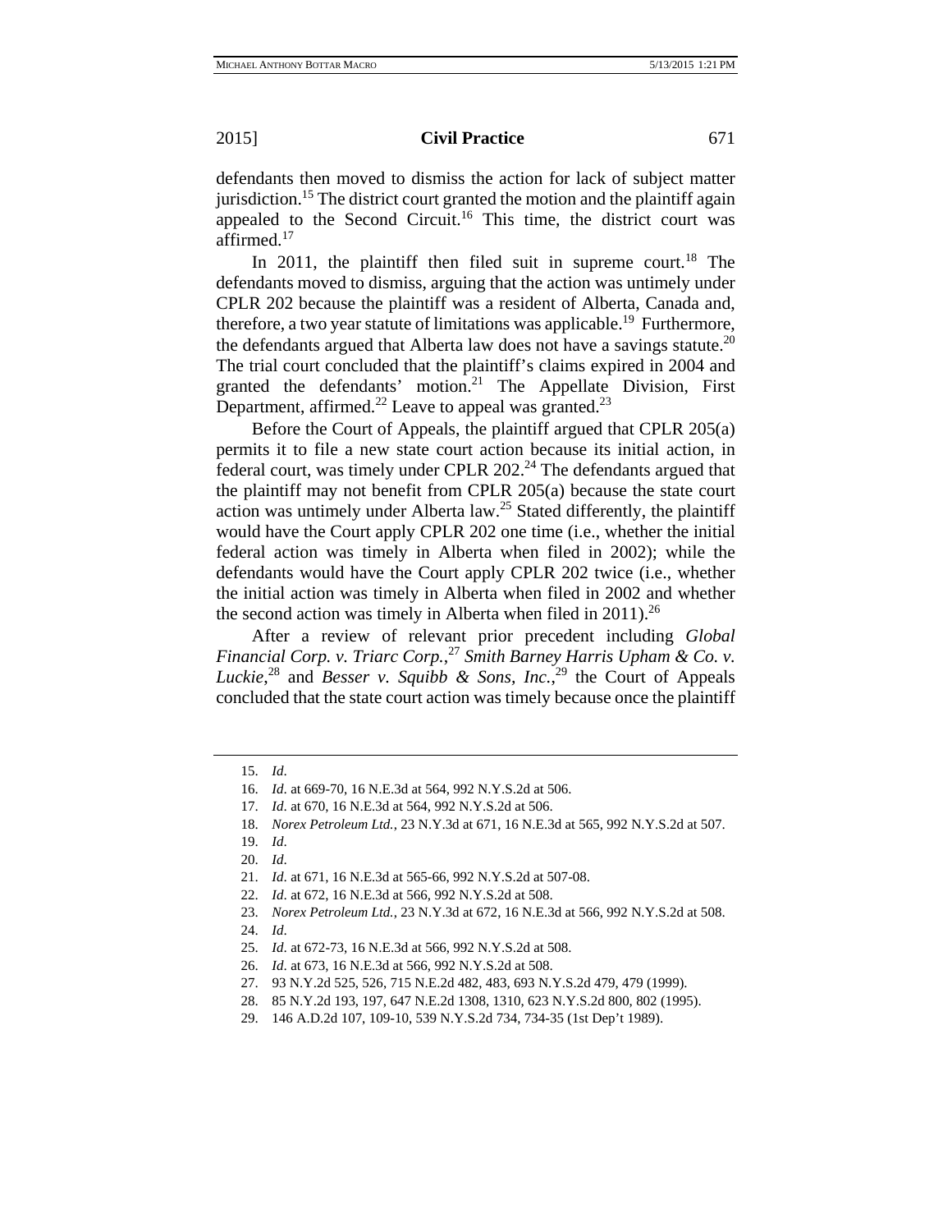defendants then moved to dismiss the action for lack of subject matter jurisdiction.[15] The district court granted the motion and the plaintiff again appealed to the Second Circuit.[16] This time, the district court was affirmed.[17]

In 2011, the plaintiff then filed suit in supreme court.[18] The defendants moved to dismiss, arguing that the action was untimely under CPLR 202 because the plaintiff was a resident of Alberta, Canada and, therefore, a two year statute of limitations was applicable.[19] Furthermore, the defendants argued that Alberta law does not have a savings statute.[20] The trial court concluded that the plaintiff's claims expired in 2004 and granted the defendants' motion.[21] The Appellate Division, First Department, affirmed.[22] Leave to appeal was granted.[23]

Before the Court of Appeals, the plaintiff argued that CPLR 205(a) permits it to file a new state court action because its initial action, in federal court, was timely under CPLR 202.[24] The defendants argued that the plaintiff may not benefit from CPLR 205(a) because the state court action was untimely under Alberta law.[25] Stated differently, the plaintiff would have the Court apply CPLR 202 one time (i.e., whether the initial federal action was timely in Alberta when filed in 2002); while the defendants would have the Court apply CPLR 202 twice (i.e., whether the initial action was timely in Alberta when filed in 2002 and whether the second action was timely in Alberta when filed in 2011).[26]

After a review of relevant prior precedent including *Global Financial Corp. v. Triarc Corp.*,[27] *Smith Barney Harris Upham & Co. v. Luckie*,[28] and *Besser v. Squibb & Sons, Inc.*,[29] the Court of Appeals concluded that the state court action was timely because once the plaintiff

---

15. *Id*.

16. *Id*. at 669-70, 16 N.E.3d at 564, 992 N.Y.S.2d at 506.

17. *Id*. at 670, 16 N.E.3d at 564, 992 N.Y.S.2d at 506.

18. *Norex Petroleum Ltd.*, 23 N.Y.3d at 671, 16 N.E.3d at 565, 992 N.Y.S.2d at 507.

19. *Id*.

20. *Id*.

21. *Id*. at 671, 16 N.E.3d at 565-66, 992 N.Y.S.2d at 507-08.

22. *Id*. at 672, 16 N.E.3d at 566, 992 N.Y.S.2d at 508.

23. *Norex Petroleum Ltd.*, 23 N.Y.3d at 672, 16 N.E.3d at 566, 992 N.Y.S.2d at 508.

24. *Id*.

25. *Id*. at 672-73, 16 N.E.3d at 566, 992 N.Y.S.2d at 508.

26. *Id*. at 673, 16 N.E.3d at 566, 992 N.Y.S.2d at 508.

27. 93 N.Y.2d 525, 526, 715 N.E.2d 482, 483, 693 N.Y.S.2d 479, 479 (1999).

28. 85 N.Y.2d 193, 197, 647 N.E.2d 1308, 1310, 623 N.Y.S.2d 800, 802 (1995).

29. 146 A.D.2d 107, 109-10, 539 N.Y.S.2d 734, 734-35 (1st Dep't 1989).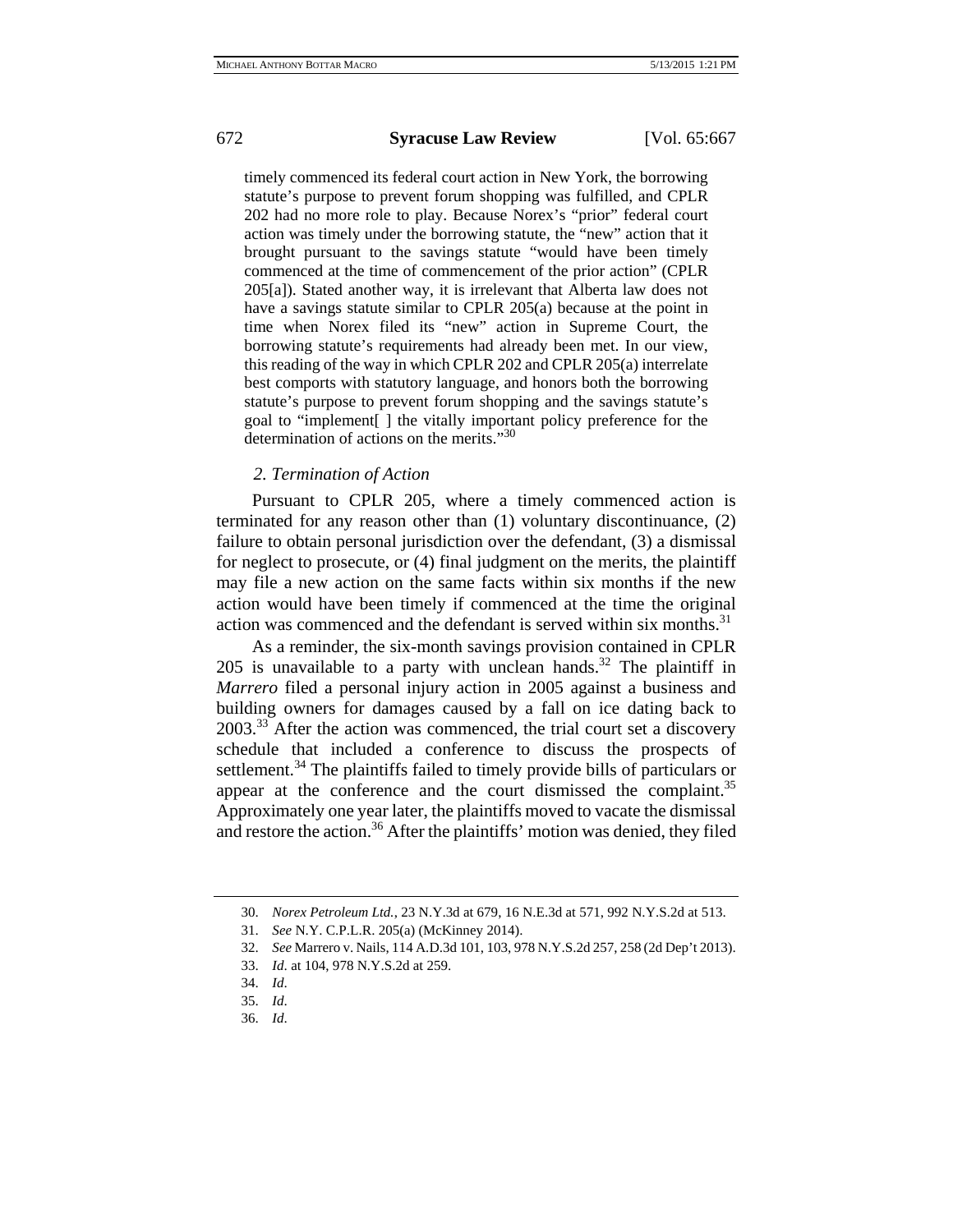timely commenced its federal court action in New York, the borrowing statute's purpose to prevent forum shopping was fulfilled, and CPLR 202 had no more role to play. Because Norex's "prior" federal court action was timely under the borrowing statute, the "new" action that it brought pursuant to the savings statute "would have been timely commenced at the time of commencement of the prior action" (CPLR 205[a]). Stated another way, it is irrelevant that Alberta law does not have a savings statute similar to CPLR 205(a) because at the point in time when Norex filed its "new" action in Supreme Court, the borrowing statute's requirements had already been met. In our view, this reading of the way in which CPLR 202 and CPLR 205(a) interrelate best comports with statutory language, and honors both the borrowing statute's purpose to prevent forum shopping and the savings statute's goal to "implement[ ] the vitally important policy preference for the determination of actions on the merits."[30]

### *2. Termination of Action*

Pursuant to CPLR 205, where a timely commenced action is terminated for any reason other than (1) voluntary discontinuance, (2) failure to obtain personal jurisdiction over the defendant, (3) a dismissal for neglect to prosecute, or (4) final judgment on the merits, the plaintiff may file a new action on the same facts within six months if the new action would have been timely if commenced at the time the original action was commenced and the defendant is served within six months.[31]

As a reminder, the six-month savings provision contained in CPLR 205 is unavailable to a party with unclean hands.[32] The plaintiff in *Marrero* filed a personal injury action in 2005 against a business and building owners for damages caused by a fall on ice dating back to 2003.[33] After the action was commenced, the trial court set a discovery schedule that included a conference to discuss the prospects of settlement.[34] The plaintiffs failed to timely provide bills of particulars or appear at the conference and the court dismissed the complaint.[35] Approximately one year later, the plaintiffs moved to vacate the dismissal and restore the action.[36] After the plaintiffs' motion was denied, they filed

---

30. *Norex Petroleum Ltd.*, 23 N.Y.3d at 679, 16 N.E.3d at 571, 992 N.Y.S.2d at 513.

31. *See* N.Y. C.P.L.R. 205(a) (McKinney 2014).

32. *See* Marrero v. Nails, 114 A.D.3d 101, 103, 978 N.Y.S.2d 257, 258 (2d Dep't 2013).

33. *Id.* at 104, 978 N.Y.S.2d at 259.

34. *Id.*

35. *Id.*

36. *Id.*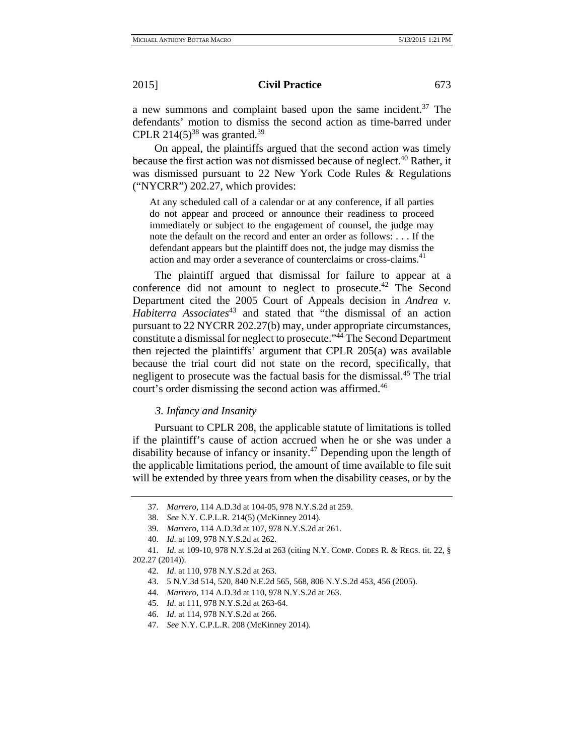a new summons and complaint based upon the same incident.[37] The defendants' motion to dismiss the second action as time-barred under CPLR 214(5)[38] was granted.[39]

On appeal, the plaintiffs argued that the second action was timely because the first action was not dismissed because of neglect.[40] Rather, it was dismissed pursuant to 22 New York Code Rules & Regulations ("NYCRR") 202.27, which provides:

> At any scheduled call of a calendar or at any conference, if all parties do not appear and proceed or announce their readiness to proceed immediately or subject to the engagement of counsel, the judge may note the default on the record and enter an order as follows: . . . If the defendant appears but the plaintiff does not, the judge may dismiss the action and may order a severance of counterclaims or cross-claims.[41]

The plaintiff argued that dismissal for failure to appear at a conference did not amount to neglect to prosecute.[42] The Second Department cited the 2005 Court of Appeals decision in *Andrea v. Habiterra Associates*[43] and stated that "the dismissal of an action pursuant to 22 NYCRR 202.27(b) may, under appropriate circumstances, constitute a dismissal for neglect to prosecute."[44] The Second Department then rejected the plaintiffs' argument that CPLR 205(a) was available because the trial court did not state on the record, specifically, that negligent to prosecute was the factual basis for the dismissal.[45] The trial court's order dismissing the second action was affirmed.[46]

### *3. Infancy and Insanity*

Pursuant to CPLR 208, the applicable statute of limitations is tolled if the plaintiff's cause of action accrued when he or she was under a disability because of infancy or insanity.[47] Depending upon the length of the applicable limitations period, the amount of time available to file suit will be extended by three years from when the disability ceases, or by the

---

37. *Marrero*, 114 A.D.3d at 104-05, 978 N.Y.S.2d at 259.

38. *See* N.Y. C.P.L.R. 214(5) (McKinney 2014).

39. *Marrero*, 114 A.D.3d at 107, 978 N.Y.S.2d at 261.

40. *Id*. at 109, 978 N.Y.S.2d at 262.

41. *Id*. at 109-10, 978 N.Y.S.2d at 263 (citing N.Y. COMP. CODES R. & REGS. tit. 22, § 202.27 (2014)).

42. *Id*. at 110, 978 N.Y.S.2d at 263.

43. 5 N.Y.3d 514, 520, 840 N.E.2d 565, 568, 806 N.Y.S.2d 453, 456 (2005).

44. *Marrero*, 114 A.D.3d at 110, 978 N.Y.S.2d at 263.

45. *Id*. at 111, 978 N.Y.S.2d at 263-64.

46. *Id*. at 114, 978 N.Y.S.2d at 266.

47. *See* N.Y. C.P.L.R. 208 (McKinney 2014).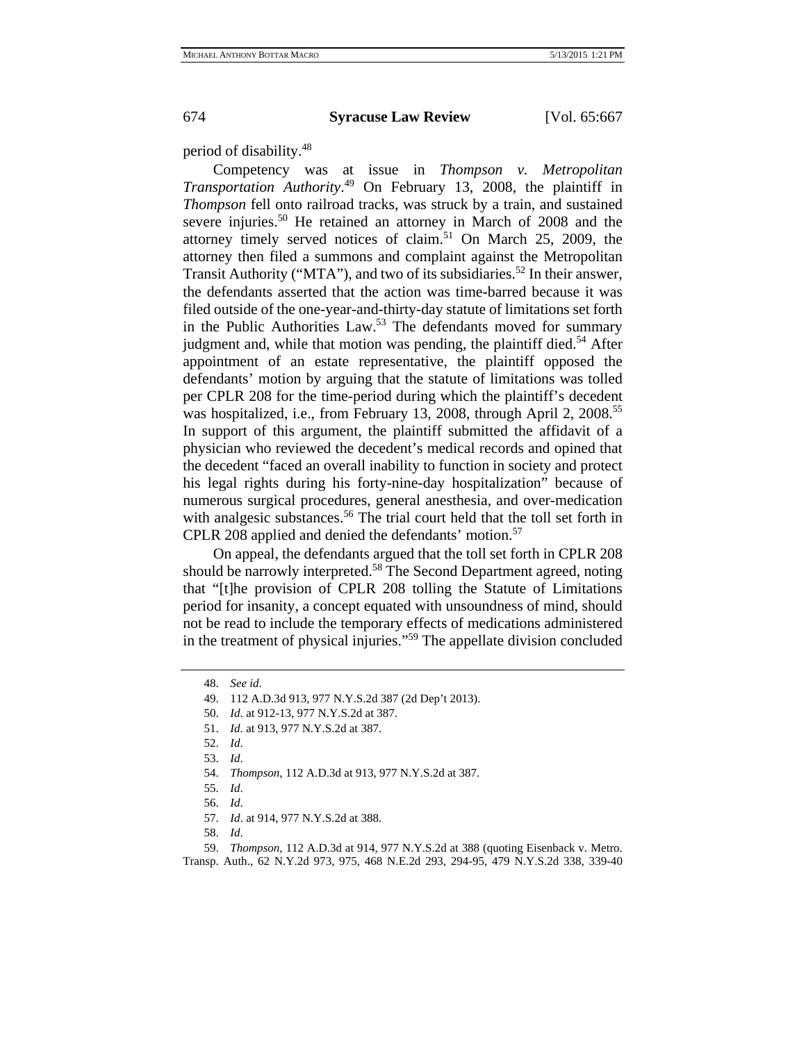period of disability.[48]

Competency was at issue in *Thompson v. Metropolitan Transportation Authority*.[49] On February 13, 2008, the plaintiff in *Thompson* fell onto railroad tracks, was struck by a train, and sustained severe injuries.[50] He retained an attorney in March of 2008 and the attorney timely served notices of claim.[51] On March 25, 2009, the attorney then filed a summons and complaint against the Metropolitan Transit Authority ("MTA"), and two of its subsidiaries.[52] In their answer, the defendants asserted that the action was time-barred because it was filed outside of the one-year-and-thirty-day statute of limitations set forth in the Public Authorities Law.[53] The defendants moved for summary judgment and, while that motion was pending, the plaintiff died.[54] After appointment of an estate representative, the plaintiff opposed the defendants' motion by arguing that the statute of limitations was tolled per CPLR 208 for the time-period during which the plaintiff's decedent was hospitalized, i.e., from February 13, 2008, through April 2, 2008.[55] In support of this argument, the plaintiff submitted the affidavit of a physician who reviewed the decedent's medical records and opined that the decedent "faced an overall inability to function in society and protect his legal rights during his forty-nine-day hospitalization" because of numerous surgical procedures, general anesthesia, and over-medication with analgesic substances.[56] The trial court held that the toll set forth in CPLR 208 applied and denied the defendants' motion.[57]

On appeal, the defendants argued that the toll set forth in CPLR 208 should be narrowly interpreted.[58] The Second Department agreed, noting that "[t]he provision of CPLR 208 tolling the Statute of Limitations period for insanity, a concept equated with unsoundness of mind, should not be read to include the temporary effects of medications administered in the treatment of physical injuries."[59] The appellate division concluded

---

48. *See id*.

49. 112 A.D.3d 913, 977 N.Y.S.2d 387 (2d Dep't 2013).

50. *Id*. at 912-13, 977 N.Y.S.2d at 387.

51. *Id*. at 913, 977 N.Y.S.2d at 387.

52. *Id*.

53. *Id*.

54. *Thompson*, 112 A.D.3d at 913, 977 N.Y.S.2d at 387.

55. *Id*.

56. *Id*.

57. *Id*. at 914, 977 N.Y.S.2d at 388.

58. *Id*.

59. *Thompson*, 112 A.D.3d at 914, 977 N.Y.S.2d at 388 (quoting Eisenback v. Metro. Transp. Auth., 62 N.Y.2d 973, 975, 468 N.E.2d 293, 294-95, 479 N.Y.S.2d 338, 339-40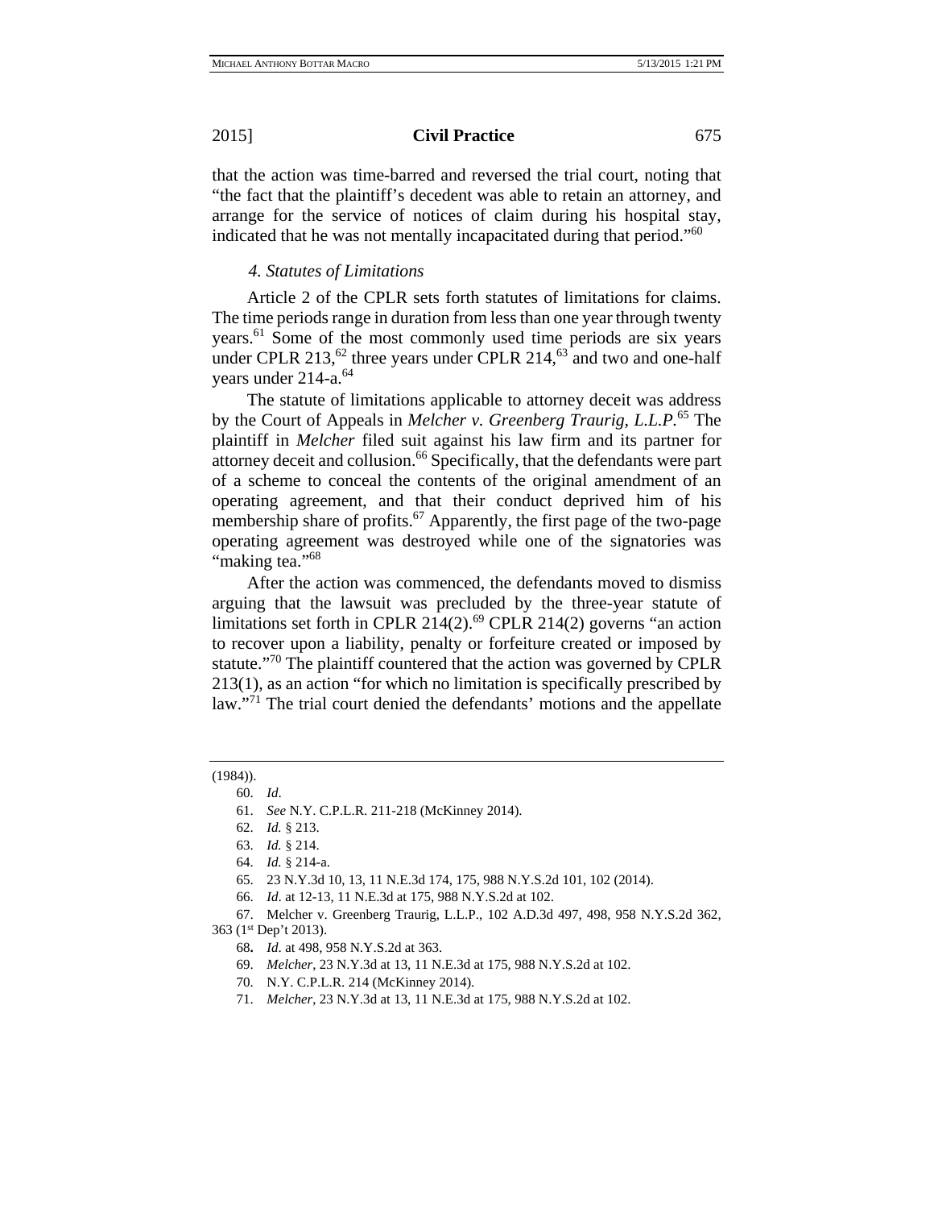that the action was time-barred and reversed the trial court, noting that "the fact that the plaintiff's decedent was able to retain an attorney, and arrange for the service of notices of claim during his hospital stay, indicated that he was not mentally incapacitated during that period."[60]

### *4. Statutes of Limitations*

Article 2 of the CPLR sets forth statutes of limitations for claims. The time periods range in duration from less than one year through twenty years.[61] Some of the most commonly used time periods are six years under CPLR 213,[62] three years under CPLR 214,[63] and two and one-half years under 214-a.[64]

The statute of limitations applicable to attorney deceit was address by the Court of Appeals in *Melcher v. Greenberg Traurig, L.L.P.*[65] The plaintiff in *Melcher* filed suit against his law firm and its partner for attorney deceit and collusion.[66] Specifically, that the defendants were part of a scheme to conceal the contents of the original amendment of an operating agreement, and that their conduct deprived him of his membership share of profits.[67] Apparently, the first page of the two-page operating agreement was destroyed while one of the signatories was "making tea."[68]

After the action was commenced, the defendants moved to dismiss arguing that the lawsuit was precluded by the three-year statute of limitations set forth in CPLR 214(2).[69] CPLR 214(2) governs "an action to recover upon a liability, penalty or forfeiture created or imposed by statute."[70] The plaintiff countered that the action was governed by CPLR 213(1), as an action "for which no limitation is specifically prescribed by law."[71] The trial court denied the defendants' motions and the appellate

---

(1984)).

60. *Id*.

61. *See* N.Y. C.P.L.R. 211-218 (McKinney 2014).

62. *Id.* § 213.

63. *Id.* § 214.

64. *Id.* § 214-a.

65. 23 N.Y.3d 10, 13, 11 N.E.3d 174, 175, 988 N.Y.S.2d 101, 102 (2014).

66. *Id*. at 12-13, 11 N.E.3d at 175, 988 N.Y.S.2d at 102.

67. Melcher v. Greenberg Traurig, L.L.P., 102 A.D.3d 497, 498, 958 N.Y.S.2d 362, 363 (1st Dep't 2013).

68. *Id*. at 498, 958 N.Y.S.2d at 363.

69. *Melcher*, 23 N.Y.3d at 13, 11 N.E.3d at 175, 988 N.Y.S.2d at 102.

70. N.Y. C.P.L.R. 214 (McKinney 2014).

71. *Melcher*, 23 N.Y.3d at 13, 11 N.E.3d at 175, 988 N.Y.S.2d at 102.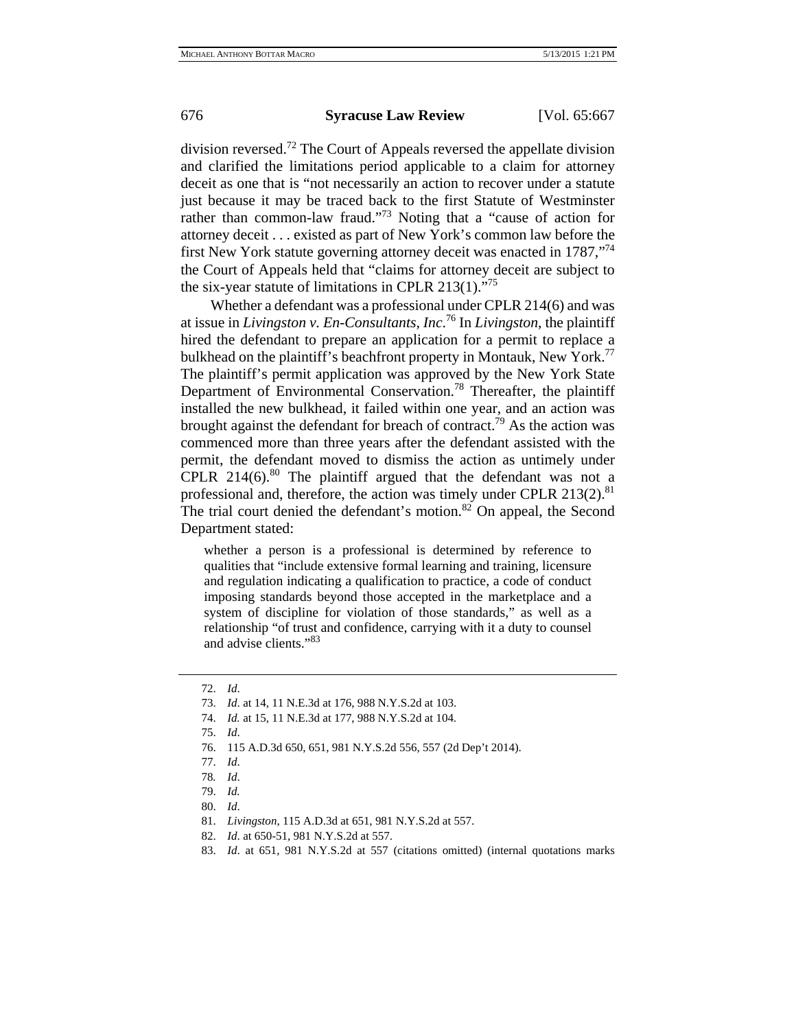division reversed.[72] The Court of Appeals reversed the appellate division and clarified the limitations period applicable to a claim for attorney deceit as one that is "not necessarily an action to recover under a statute just because it may be traced back to the first Statute of Westminster rather than common-law fraud."[73] Noting that a "cause of action for attorney deceit . . . existed as part of New York's common law before the first New York statute governing attorney deceit was enacted in 1787,"[74] the Court of Appeals held that "claims for attorney deceit are subject to the six-year statute of limitations in CPLR 213(1)."[75]

Whether a defendant was a professional under CPLR 214(6) and was at issue in *Livingston v. En-Consultants, Inc*.[76] In *Livingston*, the plaintiff hired the defendant to prepare an application for a permit to replace a bulkhead on the plaintiff's beachfront property in Montauk, New York.[77] The plaintiff's permit application was approved by the New York State Department of Environmental Conservation.[78] Thereafter, the plaintiff installed the new bulkhead, it failed within one year, and an action was brought against the defendant for breach of contract.[79] As the action was commenced more than three years after the defendant assisted with the permit, the defendant moved to dismiss the action as untimely under CPLR 214(6).[80] The plaintiff argued that the defendant was not a professional and, therefore, the action was timely under CPLR 213(2).[81] The trial court denied the defendant's motion.[82] On appeal, the Second Department stated:

> whether a person is a professional is determined by reference to qualities that "include extensive formal learning and training, licensure and regulation indicating a qualification to practice, a code of conduct imposing standards beyond those accepted in the marketplace and a system of discipline for violation of those standards," as well as a relationship "of trust and confidence, carrying with it a duty to counsel and advise clients."[83]

---

72. *Id*.
73. *Id*. at 14, 11 N.E.3d at 176, 988 N.Y.S.2d at 103.
74. *Id.* at 15, 11 N.E.3d at 177, 988 N.Y.S.2d at 104.
75. *Id*.
76. 115 A.D.3d 650, 651, 981 N.Y.S.2d 556, 557 (2d Dep't 2014).
77. *Id*.
78. *Id*.
79. *Id.*
80. *Id*.
81. *Livingston*, 115 A.D.3d at 651, 981 N.Y.S.2d at 557.
82. *Id*. at 650-51, 981 N.Y.S.2d at 557.
83. *Id*. at 651, 981 N.Y.S.2d at 557 (citations omitted) (internal quotations marks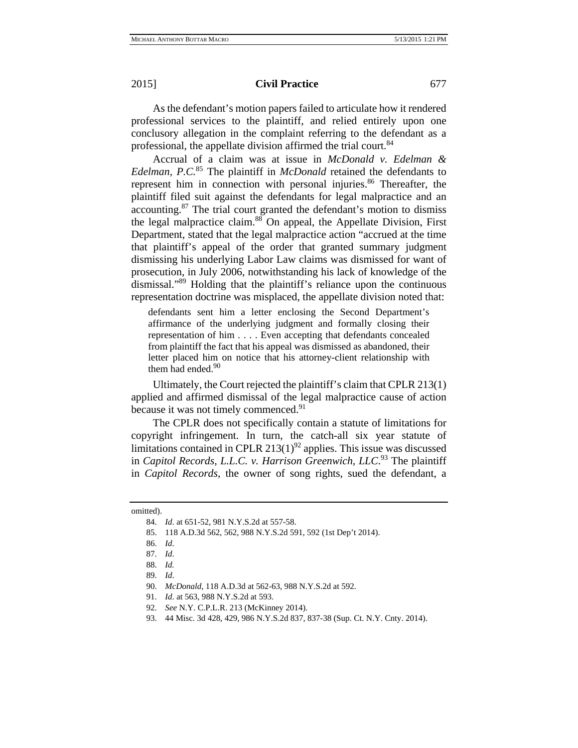As the defendant's motion papers failed to articulate how it rendered professional services to the plaintiff, and relied entirely upon one conclusory allegation in the complaint referring to the defendant as a professional, the appellate division affirmed the trial court.[84]

Accrual of a claim was at issue in *McDonald v. Edelman & Edelman, P.C.*[85] The plaintiff in *McDonald* retained the defendants to represent him in connection with personal injuries.[86] Thereafter, the plaintiff filed suit against the defendants for legal malpractice and an accounting.[87] The trial court granted the defendant's motion to dismiss the legal malpractice claim.[88] On appeal, the Appellate Division, First Department, stated that the legal malpractice action "accrued at the time that plaintiff's appeal of the order that granted summary judgment dismissing his underlying Labor Law claims was dismissed for want of prosecution, in July 2006, notwithstanding his lack of knowledge of the dismissal."[89] Holding that the plaintiff's reliance upon the continuous representation doctrine was misplaced, the appellate division noted that:

> defendants sent him a letter enclosing the Second Department's affirmance of the underlying judgment and formally closing their representation of him . . . . Even accepting that defendants concealed from plaintiff the fact that his appeal was dismissed as abandoned, their letter placed him on notice that his attorney-client relationship with them had ended.[90]

Ultimately, the Court rejected the plaintiff's claim that CPLR 213(1) applied and affirmed dismissal of the legal malpractice cause of action because it was not timely commenced.[91]

The CPLR does not specifically contain a statute of limitations for copyright infringement. In turn, the catch-all six year statute of limitations contained in CPLR 213(1)[92] applies. This issue was discussed in *Capitol Records, L.L.C. v. Harrison Greenwich, LLC*.[93] The plaintiff in *Capitol Records*, the owner of song rights, sued the defendant, a

---

omitted).

84. *Id*. at 651-52, 981 N.Y.S.2d at 557-58.

85. 118 A.D.3d 562, 562, 988 N.Y.S.2d 591, 592 (1st Dep't 2014).

86. *Id*.

87. *Id*.

88. *Id.*

89. *Id*.

90. *McDonald*, 118 A.D.3d at 562-63, 988 N.Y.S.2d at 592.

91. *Id*. at 563, 988 N.Y.S.2d at 593.

92. *See* N.Y. C.P.L.R. 213 (McKinney 2014).

93. 44 Misc. 3d 428, 429, 986 N.Y.S.2d 837, 837-38 (Sup. Ct. N.Y. Cnty. 2014).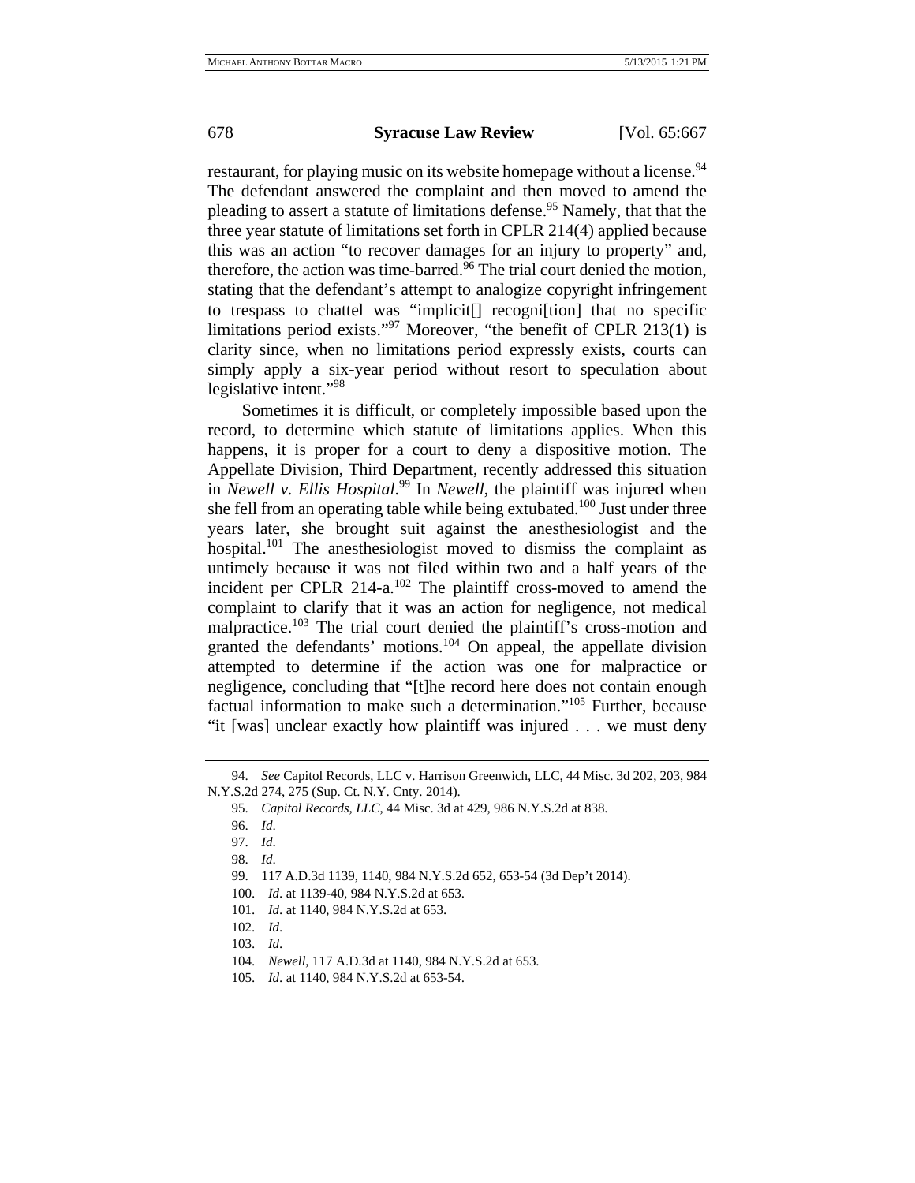restaurant, for playing music on its website homepage without a license.[94] The defendant answered the complaint and then moved to amend the pleading to assert a statute of limitations defense.[95] Namely, that that the three year statute of limitations set forth in CPLR 214(4) applied because this was an action "to recover damages for an injury to property" and, therefore, the action was time-barred.[96] The trial court denied the motion, stating that the defendant's attempt to analogize copyright infringement to trespass to chattel was "implicit[] recogni[tion] that no specific limitations period exists."[97] Moreover, "the benefit of CPLR 213(1) is clarity since, when no limitations period expressly exists, courts can simply apply a six-year period without resort to speculation about legislative intent."[98]

Sometimes it is difficult, or completely impossible based upon the record, to determine which statute of limitations applies. When this happens, it is proper for a court to deny a dispositive motion. The Appellate Division, Third Department, recently addressed this situation in *Newell v. Ellis Hospital*.[99] In *Newell*, the plaintiff was injured when she fell from an operating table while being extubated.[100] Just under three years later, she brought suit against the anesthesiologist and the hospital.[101] The anesthesiologist moved to dismiss the complaint as untimely because it was not filed within two and a half years of the incident per CPLR 214-a.[102] The plaintiff cross-moved to amend the complaint to clarify that it was an action for negligence, not medical malpractice.[103] The trial court denied the plaintiff's cross-motion and granted the defendants' motions.[104] On appeal, the appellate division attempted to determine if the action was one for malpractice or negligence, concluding that "[t]he record here does not contain enough factual information to make such a determination."[105] Further, because "it [was] unclear exactly how plaintiff was injured . . . we must deny

94. *See* Capitol Records, LLC v. Harrison Greenwich, LLC, 44 Misc. 3d 202, 203, 984 N.Y.S.2d 274, 275 (Sup. Ct. N.Y. Cnty. 2014).

95. *Capitol Records, LLC*, 44 Misc. 3d at 429, 986 N.Y.S.2d at 838.

96. *Id*.

97. *Id*.

98. *Id*.

99. 117 A.D.3d 1139, 1140, 984 N.Y.S.2d 652, 653-54 (3d Dep't 2014).

100. *Id*. at 1139-40, 984 N.Y.S.2d at 653.

101. *Id*. at 1140, 984 N.Y.S.2d at 653.

102. *Id*.

103. *Id*.

104. *Newell*, 117 A.D.3d at 1140, 984 N.Y.S.2d at 653.

105. *Id*. at 1140, 984 N.Y.S.2d at 653-54.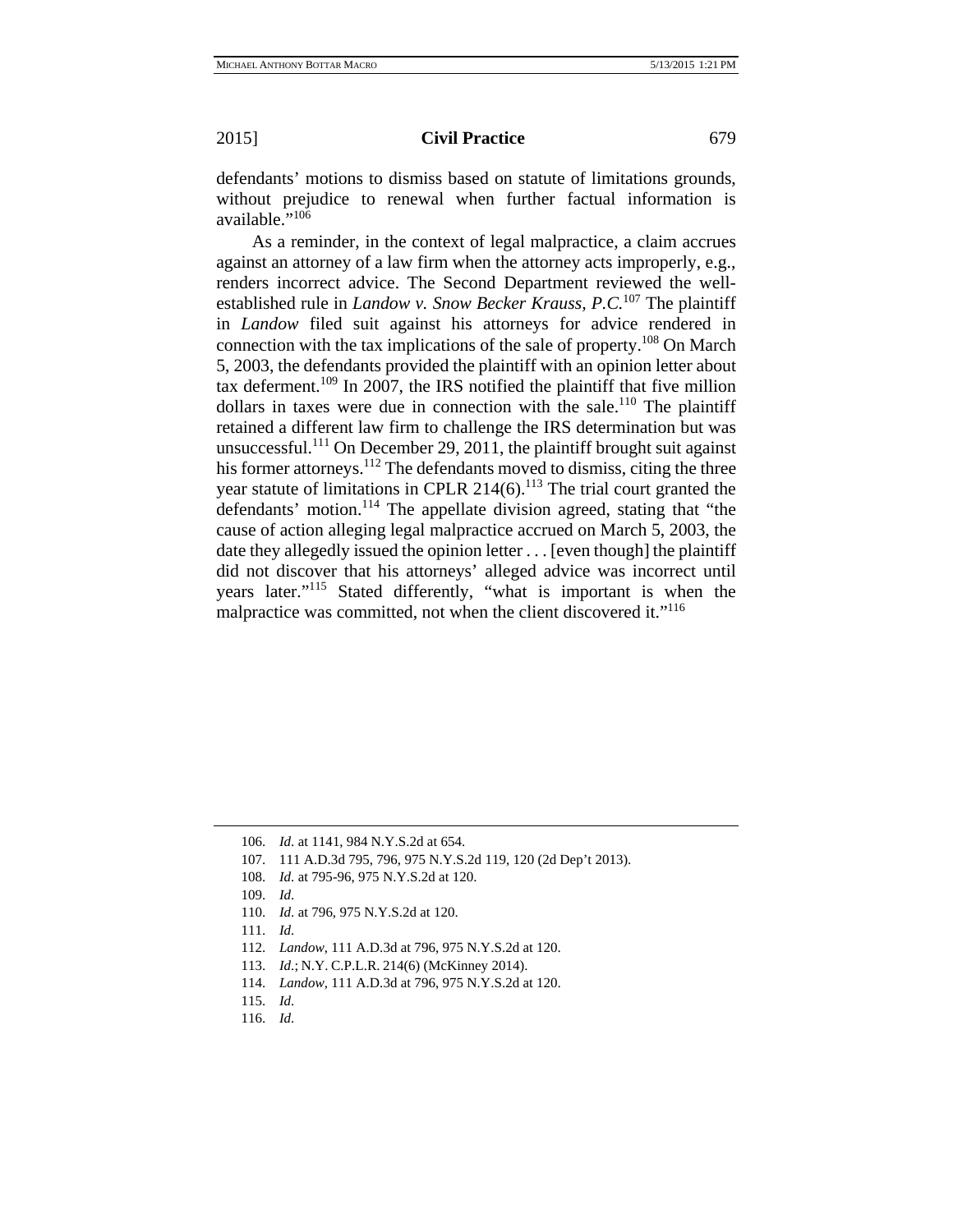defendants' motions to dismiss based on statute of limitations grounds, without prejudice to renewal when further factual information is available."[106]

As a reminder, in the context of legal malpractice, a claim accrues against an attorney of a law firm when the attorney acts improperly, e.g., renders incorrect advice. The Second Department reviewed the well-established rule in *Landow v. Snow Becker Krauss, P.C.*[107] The plaintiff in *Landow* filed suit against his attorneys for advice rendered in connection with the tax implications of the sale of property.[108] On March 5, 2003, the defendants provided the plaintiff with an opinion letter about tax deferment.[109] In 2007, the IRS notified the plaintiff that five million dollars in taxes were due in connection with the sale.[110] The plaintiff retained a different law firm to challenge the IRS determination but was unsuccessful.[111] On December 29, 2011, the plaintiff brought suit against his former attorneys.[112] The defendants moved to dismiss, citing the three year statute of limitations in CPLR 214(6).[113] The trial court granted the defendants' motion.[114] The appellate division agreed, stating that "the cause of action alleging legal malpractice accrued on March 5, 2003, the date they allegedly issued the opinion letter . . . [even though] the plaintiff did not discover that his attorneys' alleged advice was incorrect until years later."[115] Stated differently, "what is important is when the malpractice was committed, not when the client discovered it."[116]

---

106. *Id.* at 1141, 984 N.Y.S.2d at 654.

107. 111 A.D.3d 795, 796, 975 N.Y.S.2d 119, 120 (2d Dep't 2013).

108. *Id.* at 795-96, 975 N.Y.S.2d at 120.

109. *Id.*

110. *Id.* at 796, 975 N.Y.S.2d at 120.

111. *Id.*

112. *Landow*, 111 A.D.3d at 796, 975 N.Y.S.2d at 120.

113. *Id.*; N.Y. C.P.L.R. 214(6) (McKinney 2014).

114. *Landow*, 111 A.D.3d at 796, 975 N.Y.S.2d at 120.

115. *Id.*

116. *Id.*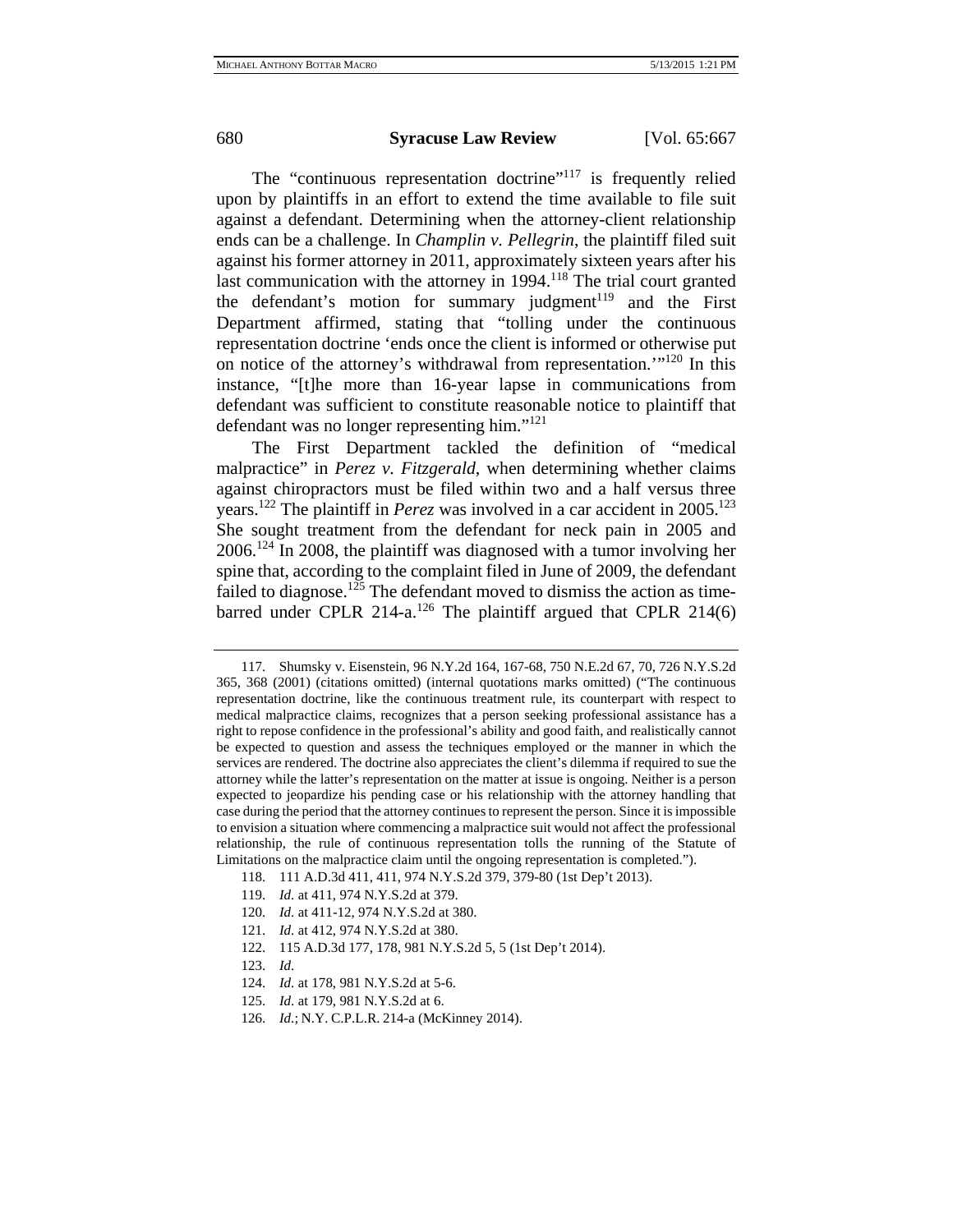The "continuous representation doctrine"[117] is frequently relied upon by plaintiffs in an effort to extend the time available to file suit against a defendant. Determining when the attorney-client relationship ends can be a challenge. In *Champlin v. Pellegrin*, the plaintiff filed suit against his former attorney in 2011, approximately sixteen years after his last communication with the attorney in 1994.[118] The trial court granted the defendant's motion for summary judgment[119] and the First Department affirmed, stating that "tolling under the continuous representation doctrine 'ends once the client is informed or otherwise put on notice of the attorney's withdrawal from representation.'"[120] In this instance, "[t]he more than 16-year lapse in communications from defendant was sufficient to constitute reasonable notice to plaintiff that defendant was no longer representing him."[121]

The First Department tackled the definition of "medical malpractice" in *Perez v. Fitzgerald*, when determining whether claims against chiropractors must be filed within two and a half versus three years.[122] The plaintiff in *Perez* was involved in a car accident in 2005.[123] She sought treatment from the defendant for neck pain in 2005 and 2006.[124] In 2008, the plaintiff was diagnosed with a tumor involving her spine that, according to the complaint filed in June of 2009, the defendant failed to diagnose.[125] The defendant moved to dismiss the action as time-barred under CPLR 214-a.[126] The plaintiff argued that CPLR 214(6)

---

117. Shumsky v. Eisenstein, 96 N.Y.2d 164, 167-68, 750 N.E.2d 67, 70, 726 N.Y.S.2d 365, 368 (2001) (citations omitted) (internal quotations marks omitted) ("The continuous representation doctrine, like the continuous treatment rule, its counterpart with respect to medical malpractice claims, recognizes that a person seeking professional assistance has a right to repose confidence in the professional's ability and good faith, and realistically cannot be expected to question and assess the techniques employed or the manner in which the services are rendered. The doctrine also appreciates the client's dilemma if required to sue the attorney while the latter's representation on the matter at issue is ongoing. Neither is a person expected to jeopardize his pending case or his relationship with the attorney handling that case during the period that the attorney continues to represent the person. Since it is impossible to envision a situation where commencing a malpractice suit would not affect the professional relationship, the rule of continuous representation tolls the running of the Statute of Limitations on the malpractice claim until the ongoing representation is completed.").

118. 111 A.D.3d 411, 411, 974 N.Y.S.2d 379, 379-80 (1st Dep't 2013).

119. *Id.* at 411, 974 N.Y.S.2d at 379.

120. *Id.* at 411-12, 974 N.Y.S.2d at 380.

121. *Id.* at 412, 974 N.Y.S.2d at 380.

122. 115 A.D.3d 177, 178, 981 N.Y.S.2d 5, 5 (1st Dep't 2014).

123. *Id.*

124. *Id.* at 178, 981 N.Y.S.2d at 5-6.

125. *Id.* at 179, 981 N.Y.S.2d at 6.

126. *Id.*; N.Y. C.P.L.R. 214-a (McKinney 2014).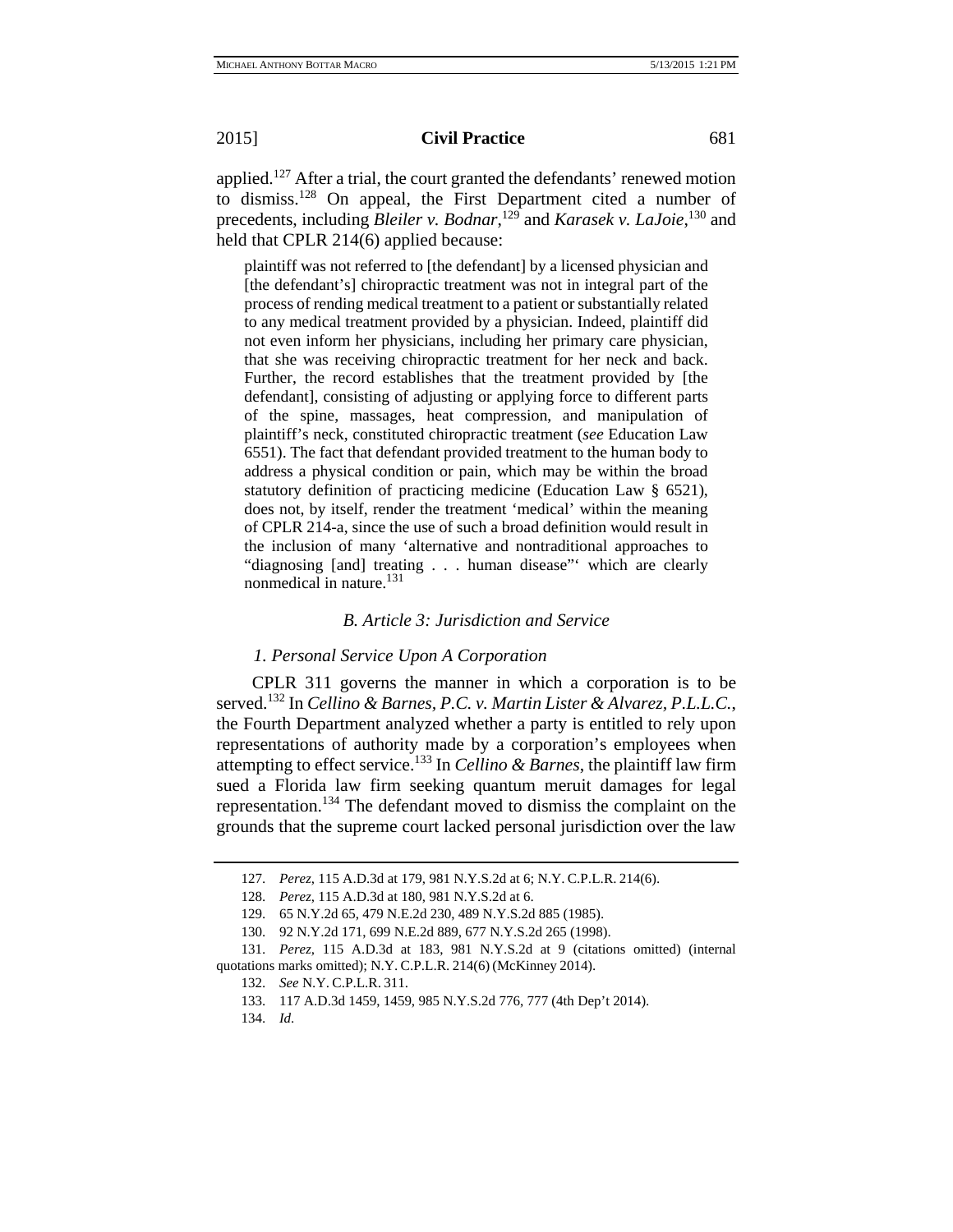applied.[127] After a trial, the court granted the defendants' renewed motion to dismiss.[128] On appeal, the First Department cited a number of precedents, including *Bleiler v. Bodnar*,[129] and *Karasek v. LaJoie*,[130] and held that CPLR 214(6) applied because:

> plaintiff was not referred to [the defendant] by a licensed physician and [the defendant's] chiropractic treatment was not in integral part of the process of rending medical treatment to a patient or substantially related to any medical treatment provided by a physician. Indeed, plaintiff did not even inform her physicians, including her primary care physician, that she was receiving chiropractic treatment for her neck and back. Further, the record establishes that the treatment provided by [the defendant], consisting of adjusting or applying force to different parts of the spine, massages, heat compression, and manipulation of plaintiff's neck, constituted chiropractic treatment (*see* Education Law 6551). The fact that defendant provided treatment to the human body to address a physical condition or pain, which may be within the broad statutory definition of practicing medicine (Education Law § 6521), does not, by itself, render the treatment 'medical' within the meaning of CPLR 214-a, since the use of such a broad definition would result in the inclusion of many 'alternative and nontraditional approaches to "diagnosing [and] treating . . . human disease"' which are clearly nonmedical in nature.[131]

### *B. Article 3: Jurisdiction and Service*

#### *1. Personal Service Upon A Corporation*

CPLR 311 governs the manner in which a corporation is to be served.[132] In *Cellino & Barnes, P.C. v. Martin Lister & Alvarez, P.L.L.C.*, the Fourth Department analyzed whether a party is entitled to rely upon representations of authority made by a corporation's employees when attempting to effect service.[133] In *Cellino & Barnes*, the plaintiff law firm sued a Florida law firm seeking quantum meruit damages for legal representation.[134] The defendant moved to dismiss the complaint on the grounds that the supreme court lacked personal jurisdiction over the law

---

127. *Perez*, 115 A.D.3d at 179, 981 N.Y.S.2d at 6; N.Y. C.P.L.R. 214(6).

128. *Perez*, 115 A.D.3d at 180, 981 N.Y.S.2d at 6.

129. 65 N.Y.2d 65, 479 N.E.2d 230, 489 N.Y.S.2d 885 (1985).

130. 92 N.Y.2d 171, 699 N.E.2d 889, 677 N.Y.S.2d 265 (1998).

131. *Perez*, 115 A.D.3d at 183, 981 N.Y.S.2d at 9 (citations omitted) (internal quotations marks omitted); N.Y. C.P.L.R. 214(6) (McKinney 2014).

132. *See* N.Y. C.P.L.R. 311.

133. 117 A.D.3d 1459, 1459, 985 N.Y.S.2d 776, 777 (4th Dep't 2014).

134. *Id*.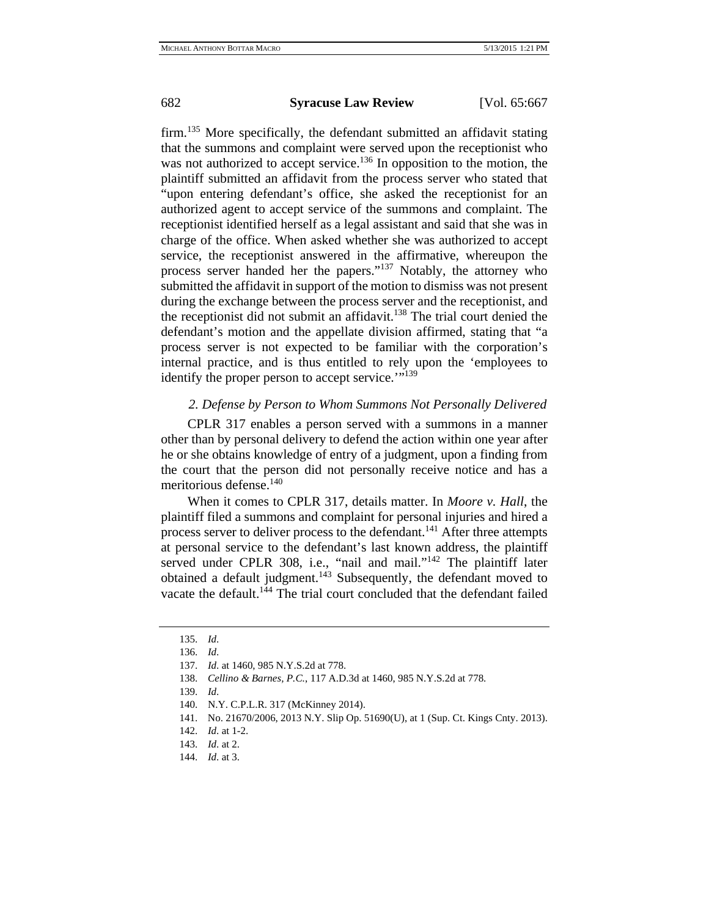firm.[135] More specifically, the defendant submitted an affidavit stating that the summons and complaint were served upon the receptionist who was not authorized to accept service.[136] In opposition to the motion, the plaintiff submitted an affidavit from the process server who stated that "upon entering defendant's office, she asked the receptionist for an authorized agent to accept service of the summons and complaint. The receptionist identified herself as a legal assistant and said that she was in charge of the office. When asked whether she was authorized to accept service, the receptionist answered in the affirmative, whereupon the process server handed her the papers."[137] Notably, the attorney who submitted the affidavit in support of the motion to dismiss was not present during the exchange between the process server and the receptionist, and the receptionist did not submit an affidavit.[138] The trial court denied the defendant's motion and the appellate division affirmed, stating that "a process server is not expected to be familiar with the corporation's internal practice, and is thus entitled to rely upon the 'employees to identify the proper person to accept service.'"[139]

*2. Defense by Person to Whom Summons Not Personally Delivered*

CPLR 317 enables a person served with a summons in a manner other than by personal delivery to defend the action within one year after he or she obtains knowledge of entry of a judgment, upon a finding from the court that the person did not personally receive notice and has a meritorious defense.[140]

When it comes to CPLR 317, details matter. In *Moore v. Hall*, the plaintiff filed a summons and complaint for personal injuries and hired a process server to deliver process to the defendant.[141] After three attempts at personal service to the defendant's last known address, the plaintiff served under CPLR 308, i.e., "nail and mail."[142] The plaintiff later obtained a default judgment.[143] Subsequently, the defendant moved to vacate the default.[144] The trial court concluded that the defendant failed

135. *Id.*
136. *Id.*
137. *Id.* at 1460, 985 N.Y.S.2d at 778.
138. *Cellino & Barnes, P.C.*, 117 A.D.3d at 1460, 985 N.Y.S.2d at 778.
139. *Id.*
140. N.Y. C.P.L.R. 317 (McKinney 2014).
141. No. 21670/2006, 2013 N.Y. Slip Op. 51690(U), at 1 (Sup. Ct. Kings Cnty. 2013).
142. *Id.* at 1-2.
143. *Id.* at 2.
144. *Id.* at 3.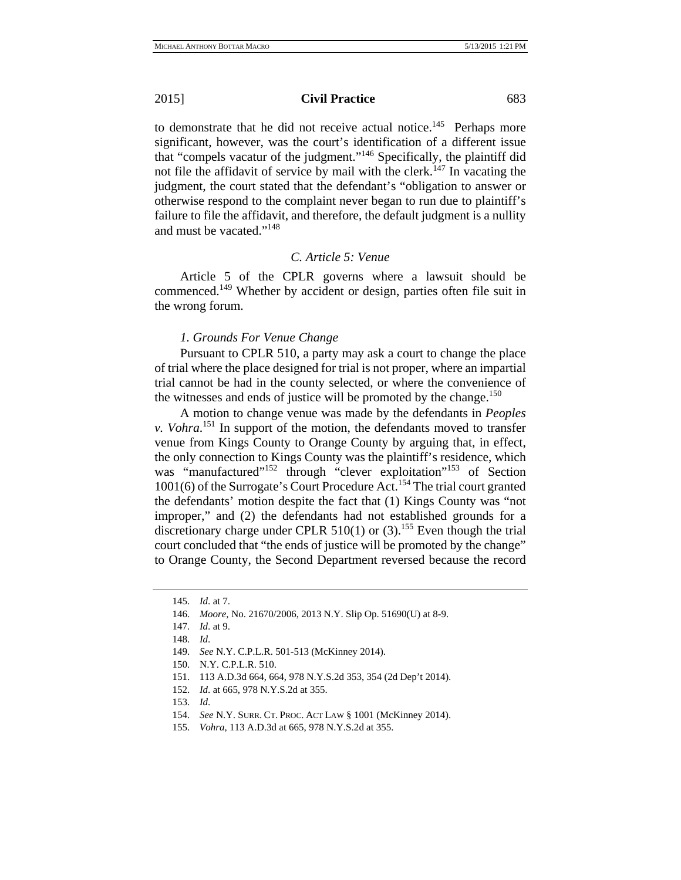to demonstrate that he did not receive actual notice.[145] Perhaps more significant, however, was the court's identification of a different issue that "compels vacatur of the judgment."[146] Specifically, the plaintiff did not file the affidavit of service by mail with the clerk.[147] In vacating the judgment, the court stated that the defendant's "obligation to answer or otherwise respond to the complaint never began to run due to plaintiff's failure to file the affidavit, and therefore, the default judgment is a nullity and must be vacated."[148]

### *C. Article 5: Venue*

Article 5 of the CPLR governs where a lawsuit should be commenced.[149] Whether by accident or design, parties often file suit in the wrong forum.

#### *1. Grounds For Venue Change*

Pursuant to CPLR 510, a party may ask a court to change the place of trial where the place designed for trial is not proper, where an impartial trial cannot be had in the county selected, or where the convenience of the witnesses and ends of justice will be promoted by the change.[150]

A motion to change venue was made by the defendants in *Peoples v. Vohra*.[151] In support of the motion, the defendants moved to transfer venue from Kings County to Orange County by arguing that, in effect, the only connection to Kings County was the plaintiff's residence, which was "manufactured"[152] through "clever exploitation"[153] of Section 1001(6) of the Surrogate's Court Procedure Act.[154] The trial court granted the defendants' motion despite the fact that (1) Kings County was "not improper," and (2) the defendants had not established grounds for a discretionary charge under CPLR 510(1) or (3).[155] Even though the trial court concluded that "the ends of justice will be promoted by the change" to Orange County, the Second Department reversed because the record

---

145. *Id.* at 7.

146. *Moore*, No. 21670/2006, 2013 N.Y. Slip Op. 51690(U) at 8-9.

147. *Id.* at 9.

148. *Id.*

149. *See* N.Y. C.P.L.R. 501-513 (McKinney 2014).

150. N.Y. C.P.L.R. 510.

151. 113 A.D.3d 664, 664, 978 N.Y.S.2d 353, 354 (2d Dep't 2014).

152. *Id.* at 665, 978 N.Y.S.2d at 355.

153. *Id.*

154. *See* N.Y. SURR. CT. PROC. ACT LAW § 1001 (McKinney 2014).

155. *Vohra*, 113 A.D.3d at 665, 978 N.Y.S.2d at 355.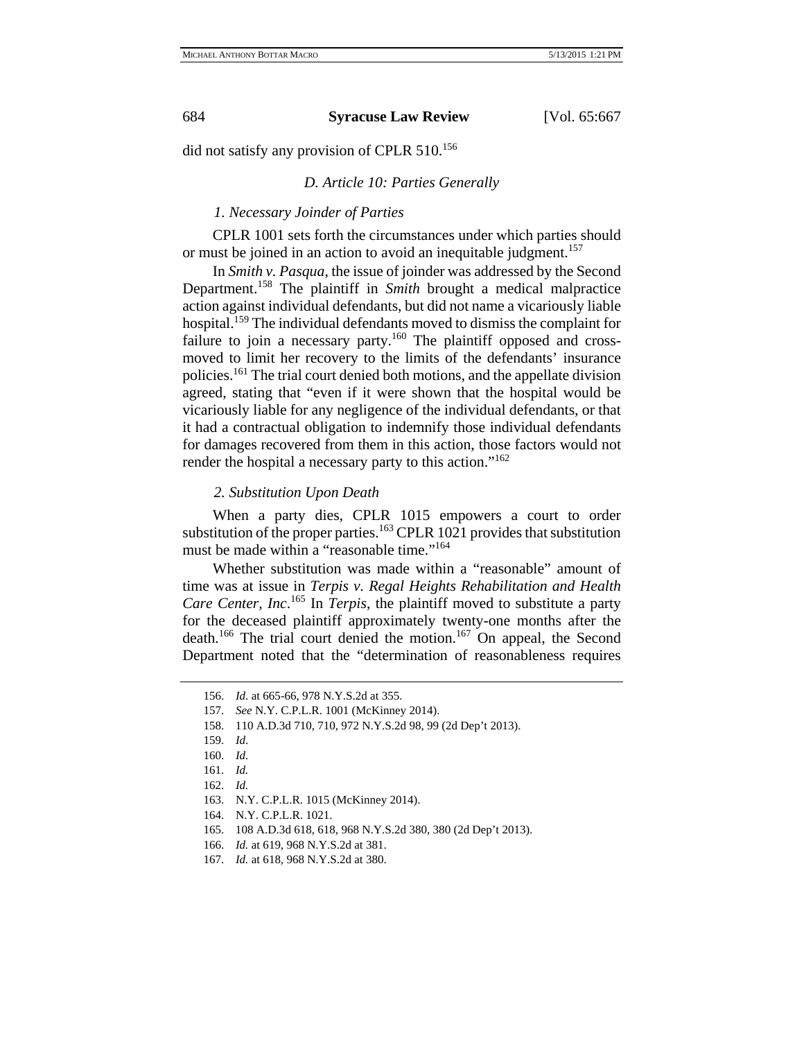did not satisfy any provision of CPLR 510.[156]

### *D. Article 10: Parties Generally*

#### *1. Necessary Joinder of Parties*

CPLR 1001 sets forth the circumstances under which parties should or must be joined in an action to avoid an inequitable judgment.[157]

In *Smith v. Pasqua*, the issue of joinder was addressed by the Second Department.[158] The plaintiff in *Smith* brought a medical malpractice action against individual defendants, but did not name a vicariously liable hospital.[159] The individual defendants moved to dismiss the complaint for failure to join a necessary party.[160] The plaintiff opposed and cross-moved to limit her recovery to the limits of the defendants' insurance policies.[161] The trial court denied both motions, and the appellate division agreed, stating that "even if it were shown that the hospital would be vicariously liable for any negligence of the individual defendants, or that it had a contractual obligation to indemnify those individual defendants for damages recovered from them in this action, those factors would not render the hospital a necessary party to this action."[162]

#### *2. Substitution Upon Death*

When a party dies, CPLR 1015 empowers a court to order substitution of the proper parties.[163] CPLR 1021 provides that substitution must be made within a "reasonable time."[164]

Whether substitution was made within a "reasonable" amount of time was at issue in *Terpis v. Regal Heights Rehabilitation and Health Care Center, Inc*.[165] In *Terpis*, the plaintiff moved to substitute a party for the deceased plaintiff approximately twenty-one months after the death.[166] The trial court denied the motion.[167] On appeal, the Second Department noted that the "determination of reasonableness requires

---

156. *Id.* at 665-66, 978 N.Y.S.2d at 355.

157. *See* N.Y. C.P.L.R. 1001 (McKinney 2014).

158. 110 A.D.3d 710, 710, 972 N.Y.S.2d 98, 99 (2d Dep't 2013).

159. *Id*.

160. *Id*.

161. *Id.*

162. *Id.*

163. N.Y. C.P.L.R. 1015 (McKinney 2014).

164. N.Y. C.P.L.R. 1021.

165. 108 A.D.3d 618, 618, 968 N.Y.S.2d 380, 380 (2d Dep't 2013).

166. *Id.* at 619, 968 N.Y.S.2d at 381.

167. *Id.* at 618, 968 N.Y.S.2d at 380.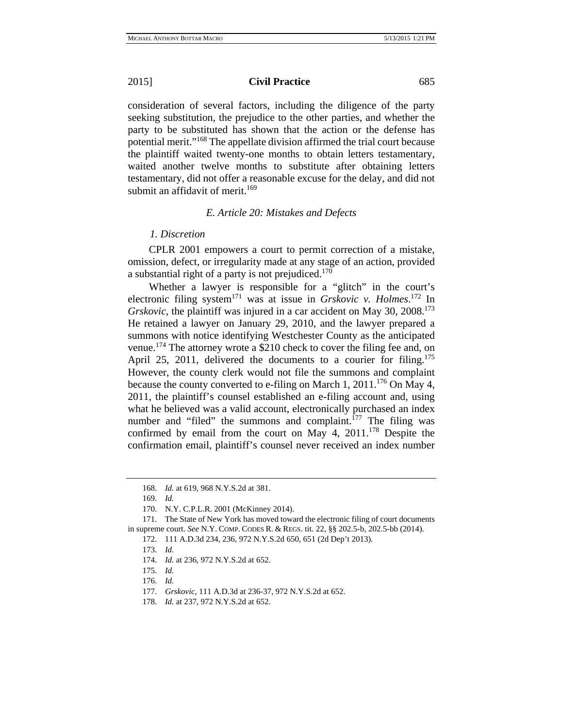consideration of several factors, including the diligence of the party seeking substitution, the prejudice to the other parties, and whether the party to be substituted has shown that the action or the defense has potential merit."[168] The appellate division affirmed the trial court because the plaintiff waited twenty-one months to obtain letters testamentary, waited another twelve months to substitute after obtaining letters testamentary, did not offer a reasonable excuse for the delay, and did not submit an affidavit of merit.[169]

### *E. Article 20: Mistakes and Defects*

#### *1. Discretion*

CPLR 2001 empowers a court to permit correction of a mistake, omission, defect, or irregularity made at any stage of an action, provided a substantial right of a party is not prejudiced.[170]

Whether a lawyer is responsible for a "glitch" in the court's electronic filing system[171] was at issue in *Grskovic v. Holmes*.[172] In *Grskovic*, the plaintiff was injured in a car accident on May 30, 2008.[173] He retained a lawyer on January 29, 2010, and the lawyer prepared a summons with notice identifying Westchester County as the anticipated venue.[174] The attorney wrote a $210 check to cover the filing fee and, on April 25, 2011, delivered the documents to a courier for filing.[175] However, the county clerk would not file the summons and complaint because the county converted to e-filing on March 1, 2011.[176] On May 4, 2011, the plaintiff's counsel established an e-filing account and, using what he believed was a valid account, electronically purchased an index number and "filed" the summons and complaint.[177] The filing was confirmed by email from the court on May 4, 2011.[178] Despite the confirmation email, plaintiff's counsel never received an index number

---

168. *Id.* at 619, 968 N.Y.S.2d at 381.

169. *Id.*

170. N.Y. C.P.L.R. 2001 (McKinney 2014).

171. The State of New York has moved toward the electronic filing of court documents in supreme court. *See* N.Y. COMP. CODES R. & REGS. tit. 22, §§ 202.5-b, 202.5-bb (2014).

172. 111 A.D.3d 234, 236, 972 N.Y.S.2d 650, 651 (2d Dep't 2013).

173. *Id.*

174. *Id.* at 236, 972 N.Y.S.2d at 652.

175. *Id.*

176. *Id.*

177. *Grskovic*, 111 A.D.3d at 236-37, 972 N.Y.S.2d at 652.

178. *Id.* at 237, 972 N.Y.S.2d at 652.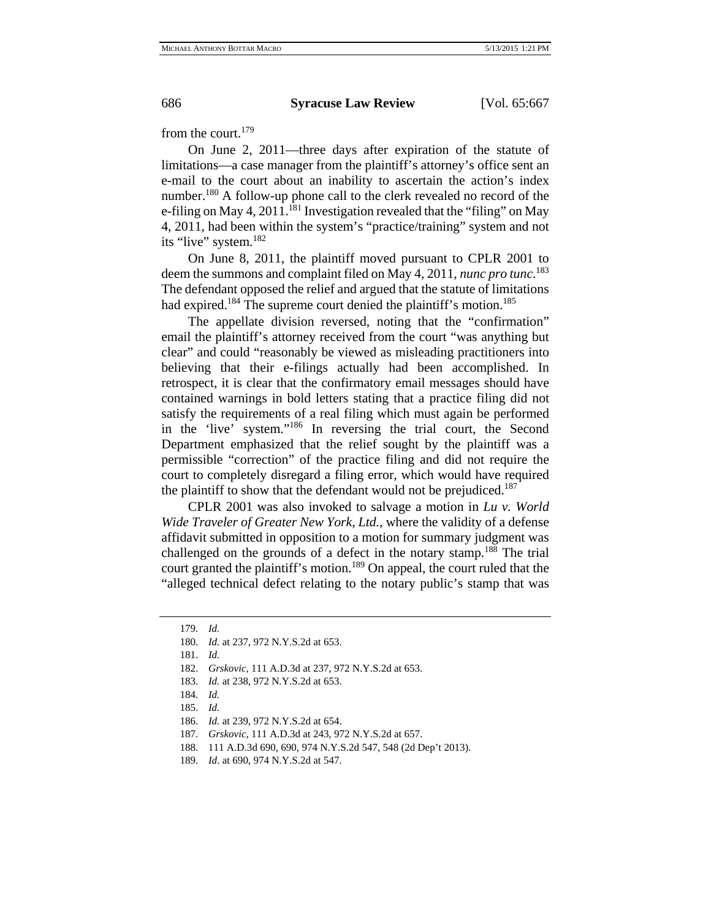from the court.[179]

On June 2, 2011—three days after expiration of the statute of limitations—a case manager from the plaintiff's attorney's office sent an e-mail to the court about an inability to ascertain the action's index number.[180] A follow-up phone call to the clerk revealed no record of the e-filing on May 4, 2011.[181] Investigation revealed that the "filing" on May 4, 2011, had been within the system's "practice/training" system and not its "live" system.[182]

On June 8, 2011, the plaintiff moved pursuant to CPLR 2001 to deem the summons and complaint filed on May 4, 2011, *nunc pro tunc*.[183] The defendant opposed the relief and argued that the statute of limitations had expired.[184] The supreme court denied the plaintiff's motion.[185]

The appellate division reversed, noting that the "confirmation" email the plaintiff's attorney received from the court "was anything but clear" and could "reasonably be viewed as misleading practitioners into believing that their e-filings actually had been accomplished. In retrospect, it is clear that the confirmatory email messages should have contained warnings in bold letters stating that a practice filing did not satisfy the requirements of a real filing which must again be performed in the 'live' system."[186] In reversing the trial court, the Second Department emphasized that the relief sought by the plaintiff was a permissible "correction" of the practice filing and did not require the court to completely disregard a filing error, which would have required the plaintiff to show that the defendant would not be prejudiced.[187]

CPLR 2001 was also invoked to salvage a motion in *Lu v. World Wide Traveler of Greater New York, Ltd.*, where the validity of a defense affidavit submitted in opposition to a motion for summary judgment was challenged on the grounds of a defect in the notary stamp.[188] The trial court granted the plaintiff's motion.[189] On appeal, the court ruled that the "alleged technical defect relating to the notary public's stamp that was

---

179. *Id.*
180. *Id.* at 237, 972 N.Y.S.2d at 653.
181. *Id.*
182. *Grskovic*, 111 A.D.3d at 237, 972 N.Y.S.2d at 653.
183. *Id.* at 238, 972 N.Y.S.2d at 653.
184. *Id.*
185. *Id.*
186. *Id.* at 239, 972 N.Y.S.2d at 654.
187. *Grskovic*, 111 A.D.3d at 243, 972 N.Y.S.2d at 657.
188. 111 A.D.3d 690, 690, 974 N.Y.S.2d 547, 548 (2d Dep't 2013).
189. *Id*. at 690, 974 N.Y.S.2d at 547.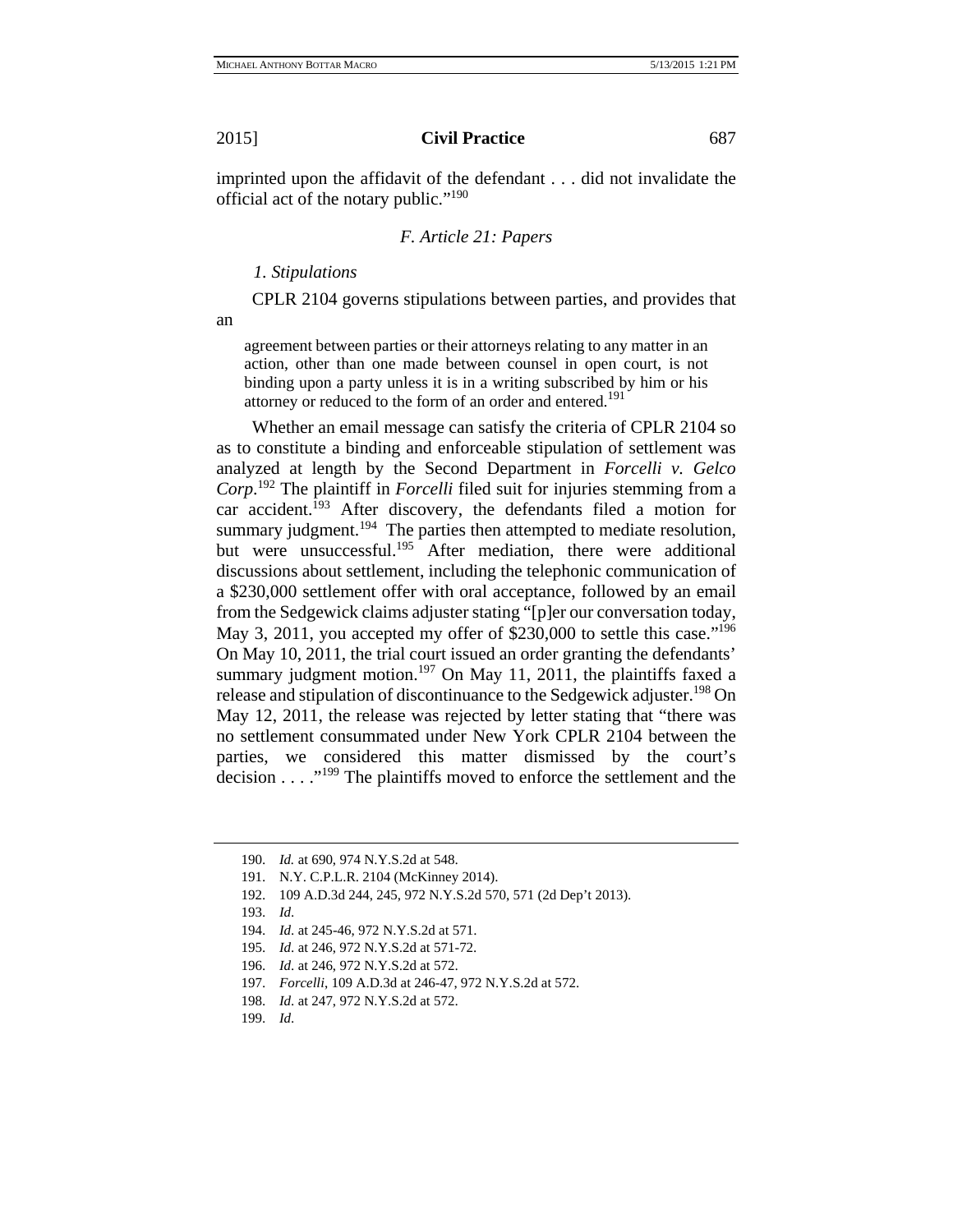imprinted upon the affidavit of the defendant . . . did not invalidate the official act of the notary public."[190]

### *F. Article 21: Papers*

#### *1. Stipulations*

CPLR 2104 governs stipulations between parties, and provides that an

> agreement between parties or their attorneys relating to any matter in an action, other than one made between counsel in open court, is not binding upon a party unless it is in a writing subscribed by him or his attorney or reduced to the form of an order and entered.[191]

Whether an email message can satisfy the criteria of CPLR 2104 so as to constitute a binding and enforceable stipulation of settlement was analyzed at length by the Second Department in *Forcelli v. Gelco Corp*.[192] The plaintiff in *Forcelli* filed suit for injuries stemming from a car accident.[193] After discovery, the defendants filed a motion for summary judgment.[194] The parties then attempted to mediate resolution, but were unsuccessful.[195] After mediation, there were additional discussions about settlement, including the telephonic communication of a $230,000 settlement offer with oral acceptance, followed by an email from the Sedgewick claims adjuster stating "[p]er our conversation today, May 3, 2011, you accepted my offer of $230,000 to settle this case."[196] On May 10, 2011, the trial court issued an order granting the defendants' summary judgment motion.[197] On May 11, 2011, the plaintiffs faxed a release and stipulation of discontinuance to the Sedgewick adjuster.[198] On May 12, 2011, the release was rejected by letter stating that "there was no settlement consummated under New York CPLR 2104 between the parties, we considered this matter dismissed by the court's decision . . . ."[199] The plaintiffs moved to enforce the settlement and the

---

190. *Id.* at 690, 974 N.Y.S.2d at 548.

191. N.Y. C.P.L.R. 2104 (McKinney 2014).

192. 109 A.D.3d 244, 245, 972 N.Y.S.2d 570, 571 (2d Dep't 2013).

193. *Id.*

194. *Id.* at 245-46, 972 N.Y.S.2d at 571.

195. *Id.* at 246, 972 N.Y.S.2d at 571-72.

196. *Id.* at 246, 972 N.Y.S.2d at 572.

197. *Forcelli*, 109 A.D.3d at 246-47, 972 N.Y.S.2d at 572.

198. *Id.* at 247, 972 N.Y.S.2d at 572.

199. *Id.*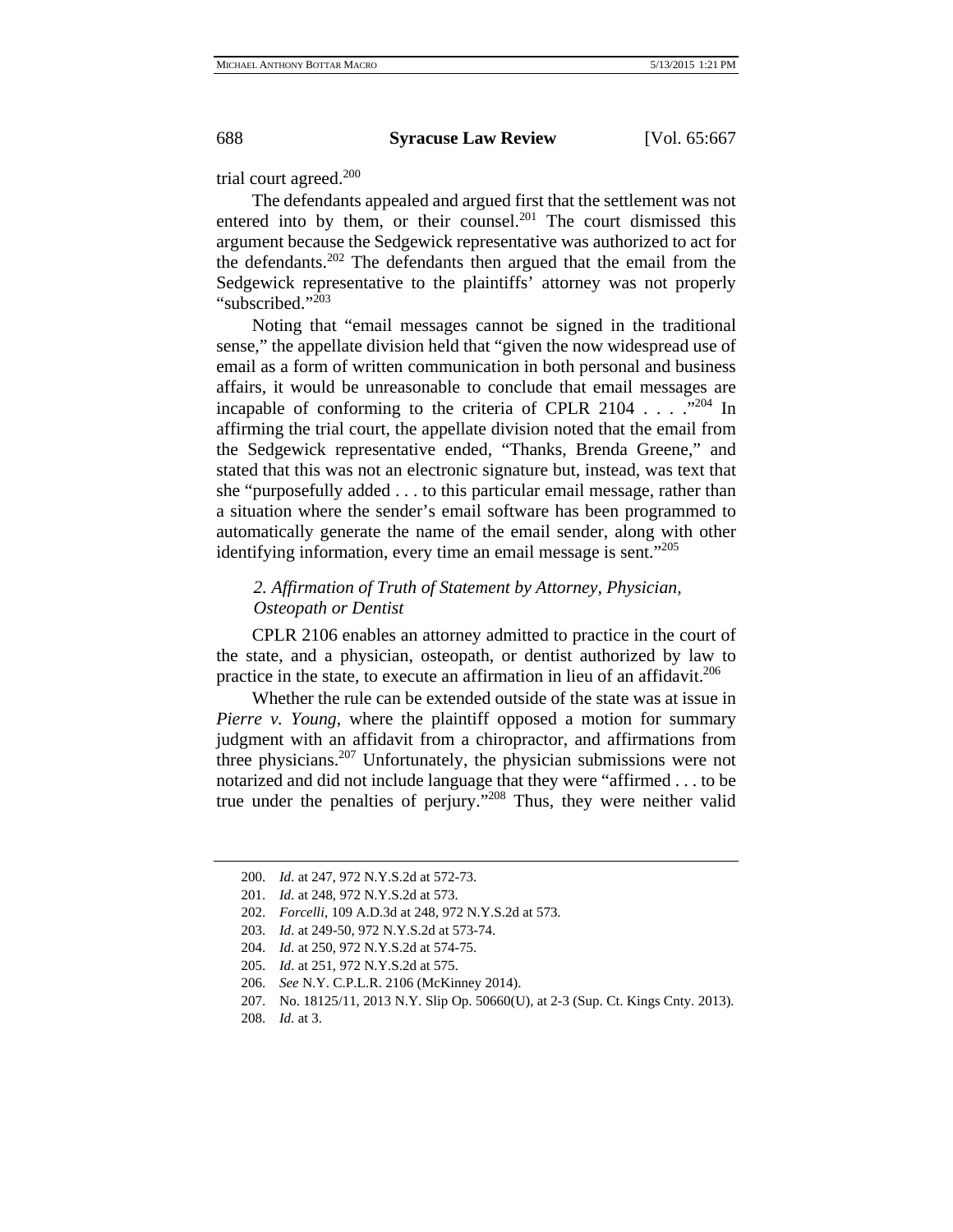trial court agreed.[200]

The defendants appealed and argued first that the settlement was not entered into by them, or their counsel.[201] The court dismissed this argument because the Sedgewick representative was authorized to act for the defendants.[202] The defendants then argued that the email from the Sedgewick representative to the plaintiffs' attorney was not properly "subscribed."[203]

Noting that "email messages cannot be signed in the traditional sense," the appellate division held that "given the now widespread use of email as a form of written communication in both personal and business affairs, it would be unreasonable to conclude that email messages are incapable of conforming to the criteria of CPLR 2104 . . . ."[204] In affirming the trial court, the appellate division noted that the email from the Sedgewick representative ended, "Thanks, Brenda Greene," and stated that this was not an electronic signature but, instead, was text that she "purposefully added . . . to this particular email message, rather than a situation where the sender's email software has been programmed to automatically generate the name of the email sender, along with other identifying information, every time an email message is sent."[205]

### *2. Affirmation of Truth of Statement by Attorney, Physician, Osteopath or Dentist*

CPLR 2106 enables an attorney admitted to practice in the court of the state, and a physician, osteopath, or dentist authorized by law to practice in the state, to execute an affirmation in lieu of an affidavit.[206]

Whether the rule can be extended outside of the state was at issue in *Pierre v. Young*, where the plaintiff opposed a motion for summary judgment with an affidavit from a chiropractor, and affirmations from three physicians.[207] Unfortunately, the physician submissions were not notarized and did not include language that they were "affirmed . . . to be true under the penalties of perjury."[208] Thus, they were neither valid

---

200. *Id.* at 247, 972 N.Y.S.2d at 572-73.
201. *Id.* at 248, 972 N.Y.S.2d at 573.
202. *Forcelli*, 109 A.D.3d at 248, 972 N.Y.S.2d at 573.
203. *Id.* at 249-50, 972 N.Y.S.2d at 573-74.
204. *Id.* at 250, 972 N.Y.S.2d at 574-75.
205. *Id.* at 251, 972 N.Y.S.2d at 575.
206. *See* N.Y. C.P.L.R. 2106 (McKinney 2014).
207. No. 18125/11, 2013 N.Y. Slip Op. 50660(U), at 2-3 (Sup. Ct. Kings Cnty. 2013).
208. *Id.* at 3.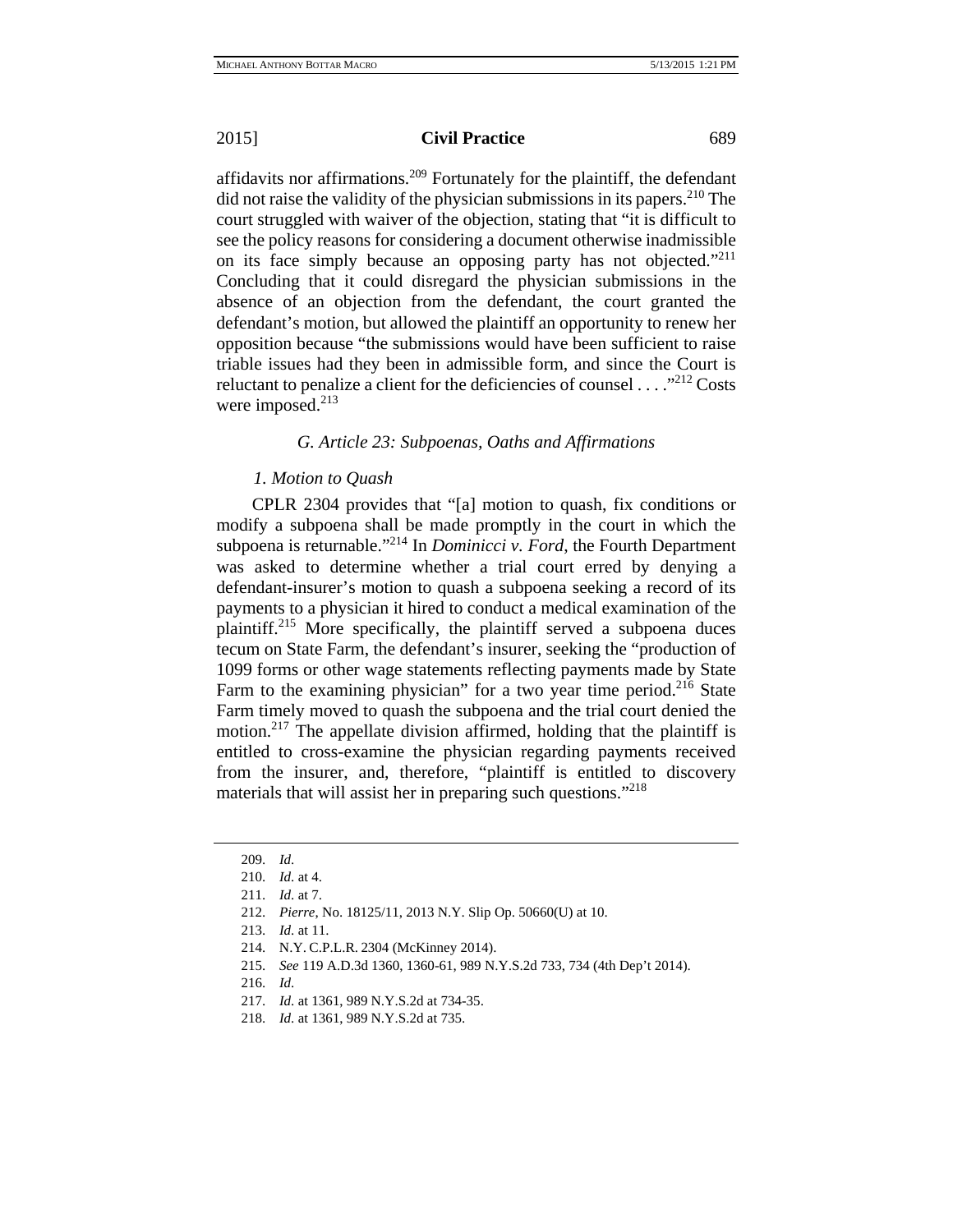affidavits nor affirmations.[209] Fortunately for the plaintiff, the defendant did not raise the validity of the physician submissions in its papers.[210] The court struggled with waiver of the objection, stating that "it is difficult to see the policy reasons for considering a document otherwise inadmissible on its face simply because an opposing party has not objected."[211] Concluding that it could disregard the physician submissions in the absence of an objection from the defendant, the court granted the defendant's motion, but allowed the plaintiff an opportunity to renew her opposition because "the submissions would have been sufficient to raise triable issues had they been in admissible form, and since the Court is reluctant to penalize a client for the deficiencies of counsel . . . ."[212] Costs were imposed.[213]

### *G. Article 23: Subpoenas, Oaths and Affirmations*

#### *1. Motion to Quash*

CPLR 2304 provides that "[a] motion to quash, fix conditions or modify a subpoena shall be made promptly in the court in which the subpoena is returnable."[214] In *Dominicci v. Ford*, the Fourth Department was asked to determine whether a trial court erred by denying a defendant-insurer's motion to quash a subpoena seeking a record of its payments to a physician it hired to conduct a medical examination of the plaintiff.[215] More specifically, the plaintiff served a subpoena duces tecum on State Farm, the defendant's insurer, seeking the "production of 1099 forms or other wage statements reflecting payments made by State Farm to the examining physician" for a two year time period.[216] State Farm timely moved to quash the subpoena and the trial court denied the motion.[217] The appellate division affirmed, holding that the plaintiff is entitled to cross-examine the physician regarding payments received from the insurer, and, therefore, "plaintiff is entitled to discovery materials that will assist her in preparing such questions."[218]

---

209. *Id.*
210. *Id.* at 4.
211. *Id.* at 7.
212. *Pierre*, No. 18125/11, 2013 N.Y. Slip Op. 50660(U) at 10.
213. *Id.* at 11.
214. N.Y. C.P.L.R. 2304 (McKinney 2014).
215. *See* 119 A.D.3d 1360, 1360-61, 989 N.Y.S.2d 733, 734 (4th Dep't 2014).
216. *Id.*
217. *Id.* at 1361, 989 N.Y.S.2d at 734-35.
218. *Id.* at 1361, 989 N.Y.S.2d at 735.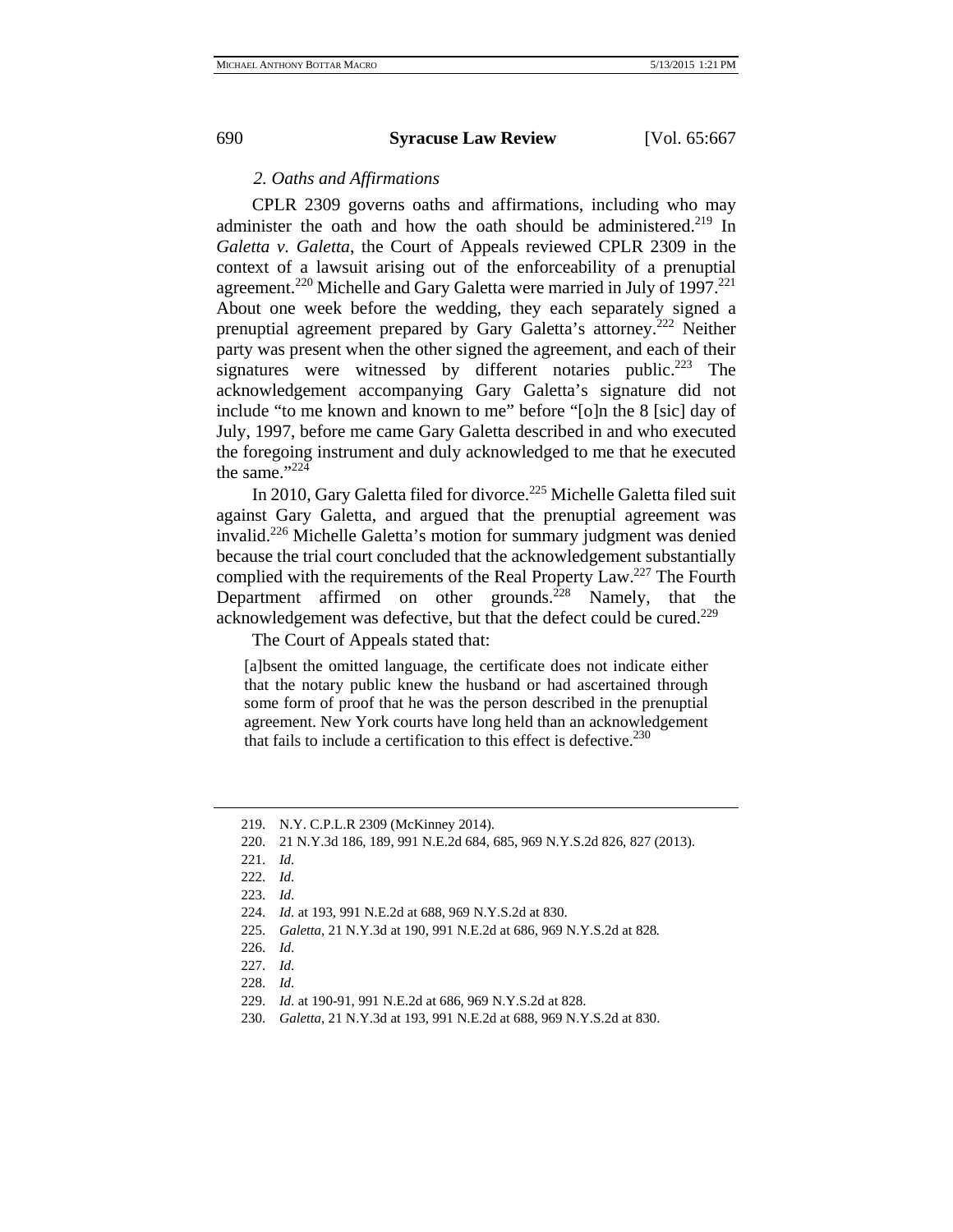*2. Oaths and Affirmations*

CPLR 2309 governs oaths and affirmations, including who may administer the oath and how the oath should be administered.[219] In *Galetta v. Galetta*, the Court of Appeals reviewed CPLR 2309 in the context of a lawsuit arising out of the enforceability of a prenuptial agreement.[220] Michelle and Gary Galetta were married in July of 1997.[221] About one week before the wedding, they each separately signed a prenuptial agreement prepared by Gary Galetta's attorney.[222] Neither party was present when the other signed the agreement, and each of their signatures were witnessed by different notaries public.[223] The acknowledgement accompanying Gary Galetta's signature did not include "to me known and known to me" before "[o]n the 8 [sic] day of July, 1997, before me came Gary Galetta described in and who executed the foregoing instrument and duly acknowledged to me that he executed the same."[224]

In 2010, Gary Galetta filed for divorce.[225] Michelle Galetta filed suit against Gary Galetta, and argued that the prenuptial agreement was invalid.[226] Michelle Galetta's motion for summary judgment was denied because the trial court concluded that the acknowledgement substantially complied with the requirements of the Real Property Law.[227] The Fourth Department affirmed on other grounds.[228] Namely, that the acknowledgement was defective, but that the defect could be cured.[229]

The Court of Appeals stated that:

> [a]bsent the omitted language, the certificate does not indicate either that the notary public knew the husband or had ascertained through some form of proof that he was the person described in the prenuptial agreement. New York courts have long held than an acknowledgement that fails to include a certification to this effect is defective.[230]

---

219. N.Y. C.P.L.R 2309 (McKinney 2014).

220. 21 N.Y.3d 186, 189, 991 N.E.2d 684, 685, 969 N.Y.S.2d 826, 827 (2013).

221. *Id*.

222. *Id*.

223. *Id*.

224. *Id*. at 193, 991 N.E.2d at 688, 969 N.Y.S.2d at 830.

225. *Galetta*, 21 N.Y.3d at 190, 991 N.E.2d at 686, 969 N.Y.S.2d at 828.

226. *Id*.

227. *Id*.

228. *Id*.

229. *Id*. at 190-91, 991 N.E.2d at 686, 969 N.Y.S.2d at 828.

230. *Galetta*, 21 N.Y.3d at 193, 991 N.E.2d at 688, 969 N.Y.S.2d at 830.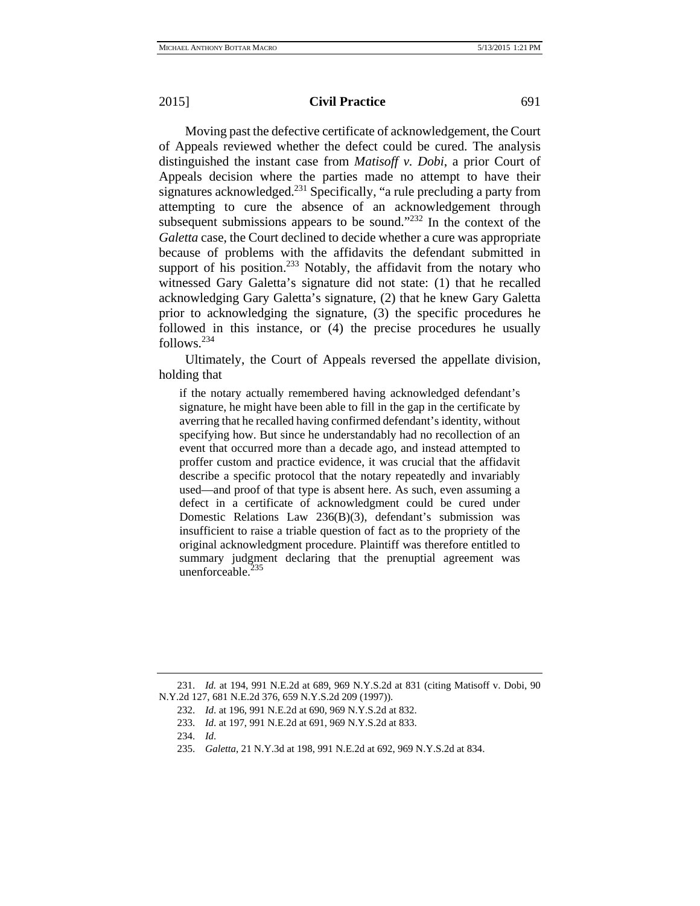Moving past the defective certificate of acknowledgement, the Court of Appeals reviewed whether the defect could be cured. The analysis distinguished the instant case from *Matisoff v. Dobi*, a prior Court of Appeals decision where the parties made no attempt to have their signatures acknowledged.[231] Specifically, "a rule precluding a party from attempting to cure the absence of an acknowledgement through subsequent submissions appears to be sound."[232] In the context of the *Galetta* case, the Court declined to decide whether a cure was appropriate because of problems with the affidavits the defendant submitted in support of his position.[233] Notably, the affidavit from the notary who witnessed Gary Galetta's signature did not state: (1) that he recalled acknowledging Gary Galetta's signature, (2) that he knew Gary Galetta prior to acknowledging the signature, (3) the specific procedures he followed in this instance, or (4) the precise procedures he usually follows.[234]

Ultimately, the Court of Appeals reversed the appellate division, holding that

> if the notary actually remembered having acknowledged defendant's signature, he might have been able to fill in the gap in the certificate by averring that he recalled having confirmed defendant's identity, without specifying how. But since he understandably had no recollection of an event that occurred more than a decade ago, and instead attempted to proffer custom and practice evidence, it was crucial that the affidavit describe a specific protocol that the notary repeatedly and invariably used—and proof of that type is absent here. As such, even assuming a defect in a certificate of acknowledgment could be cured under Domestic Relations Law 236(B)(3), defendant's submission was insufficient to raise a triable question of fact as to the propriety of the original acknowledgment procedure. Plaintiff was therefore entitled to summary judgment declaring that the prenuptial agreement was unenforceable.[235]

---

231. *Id.* at 194, 991 N.E.2d at 689, 969 N.Y.S.2d at 831 (citing Matisoff v. Dobi, 90 N.Y.2d 127, 681 N.E.2d 376, 659 N.Y.S.2d 209 (1997)).

232. *Id.* at 196, 991 N.E.2d at 690, 969 N.Y.S.2d at 832.

233. *Id.* at 197, 991 N.E.2d at 691, 969 N.Y.S.2d at 833.

234. *Id.*

235. *Galetta*, 21 N.Y.3d at 198, 991 N.E.2d at 692, 969 N.Y.S.2d at 834.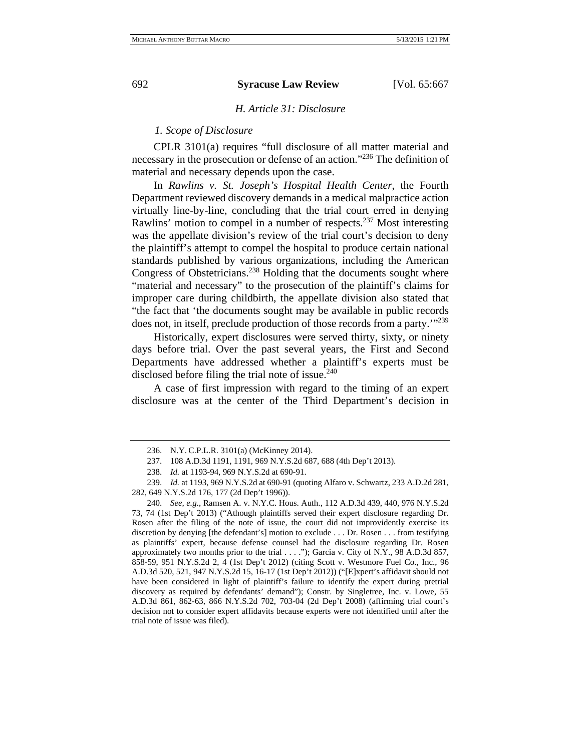### H. Article 31: Disclosure

#### 1. Scope of Disclosure

CPLR 3101(a) requires "full disclosure of all matter material and necessary in the prosecution or defense of an action."[236] The definition of material and necessary depends upon the case.

In *Rawlins v. St. Joseph's Hospital Health Center*, the Fourth Department reviewed discovery demands in a medical malpractice action virtually line-by-line, concluding that the trial court erred in denying Rawlins' motion to compel in a number of respects.[237] Most interesting was the appellate division's review of the trial court's decision to deny the plaintiff's attempt to compel the hospital to produce certain national standards published by various organizations, including the American Congress of Obstetricians.[238] Holding that the documents sought where "material and necessary" to the prosecution of the plaintiff's claims for improper care during childbirth, the appellate division also stated that "the fact that 'the documents sought may be available in public records does not, in itself, preclude production of those records from a party.'"[239]

Historically, expert disclosures were served thirty, sixty, or ninety days before trial. Over the past several years, the First and Second Departments have addressed whether a plaintiff's experts must be disclosed before filing the trial note of issue.[240]

A case of first impression with regard to the timing of an expert disclosure was at the center of the Third Department's decision in

---

236. N.Y. C.P.L.R. 3101(a) (McKinney 2014).

237. 108 A.D.3d 1191, 1191, 969 N.Y.S.2d 687, 688 (4th Dep't 2013).

238. *Id.* at 1193-94, 969 N.Y.S.2d at 690-91.

239. *Id.* at 1193, 969 N.Y.S.2d at 690-91 (quoting Alfaro v. Schwartz, 233 A.D.2d 281, 282, 649 N.Y.S.2d 176, 177 (2d Dep't 1996)).

240. *See, e.g.*, Ramsen A. v. N.Y.C. Hous. Auth., 112 A.D.3d 439, 440, 976 N.Y.S.2d 73, 74 (1st Dep't 2013) ("Athough plaintiffs served their expert disclosure regarding Dr. Rosen after the filing of the note of issue, the court did not improvidently exercise its discretion by denying [the defendant's] motion to exclude . . . Dr. Rosen . . . from testifying as plaintiffs' expert, because defense counsel had the disclosure regarding Dr. Rosen approximately two months prior to the trial . . . ."); Garcia v. City of N.Y., 98 A.D.3d 857, 858-59, 951 N.Y.S.2d 2, 4 (1st Dep't 2012) (citing Scott v. Westmore Fuel Co., Inc., 96 A.D.3d 520, 521, 947 N.Y.S.2d 15, 16-17 (1st Dep't 2012)) ("[E]xpert's affidavit should not have been considered in light of plaintiff's failure to identify the expert during pretrial discovery as required by defendants' demand"); Constr. by Singletree, Inc. v. Lowe, 55 A.D.3d 861, 862-63, 866 N.Y.S.2d 702, 703-04 (2d Dep't 2008) (affirming trial court's decision not to consider expert affidavits because experts were not identified until after the trial note of issue was filed).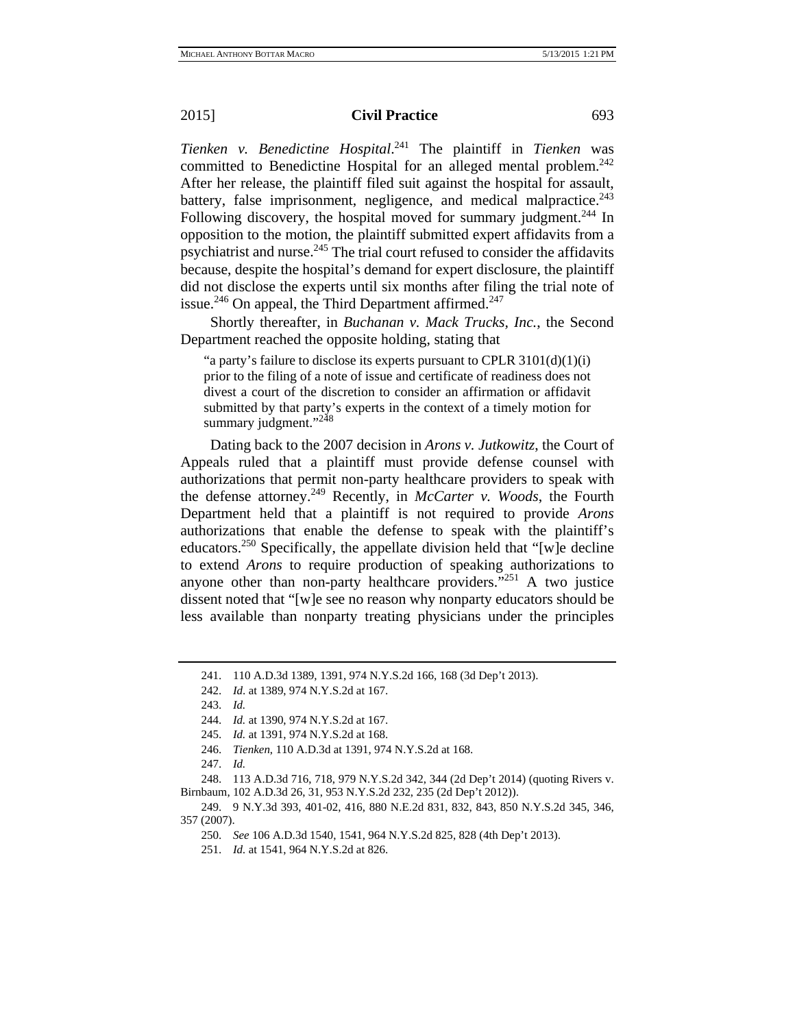*Tienken v. Benedictine Hospital*.[241] The plaintiff in *Tienken* was committed to Benedictine Hospital for an alleged mental problem.[242] After her release, the plaintiff filed suit against the hospital for assault, battery, false imprisonment, negligence, and medical malpractice.[243] Following discovery, the hospital moved for summary judgment.[244] In opposition to the motion, the plaintiff submitted expert affidavits from a psychiatrist and nurse.[245] The trial court refused to consider the affidavits because, despite the hospital's demand for expert disclosure, the plaintiff did not disclose the experts until six months after filing the trial note of issue.[246] On appeal, the Third Department affirmed.[247]

Shortly thereafter, in *Buchanan v. Mack Trucks, Inc.*, the Second Department reached the opposite holding, stating that

> "a party's failure to disclose its experts pursuant to CPLR 3101(d)(1)(i) prior to the filing of a note of issue and certificate of readiness does not divest a court of the discretion to consider an affirmation or affidavit submitted by that party's experts in the context of a timely motion for summary judgment."[248]

Dating back to the 2007 decision in *Arons v. Jutkowitz*, the Court of Appeals ruled that a plaintiff must provide defense counsel with authorizations that permit non-party healthcare providers to speak with the defense attorney.[249] Recently, in *McCarter v. Woods*, the Fourth Department held that a plaintiff is not required to provide *Arons* authorizations that enable the defense to speak with the plaintiff's educators.[250] Specifically, the appellate division held that "[w]e decline to extend *Arons* to require production of speaking authorizations to anyone other than non-party healthcare providers."[251] A two justice dissent noted that "[w]e see no reason why nonparty educators should be less available than nonparty treating physicians under the principles

---

241. 110 A.D.3d 1389, 1391, 974 N.Y.S.2d 166, 168 (3d Dep't 2013).

242. *Id.* at 1389, 974 N.Y.S.2d at 167.

243. *Id.*

244. *Id.* at 1390, 974 N.Y.S.2d at 167.

245. *Id.* at 1391, 974 N.Y.S.2d at 168.

246. *Tienken*, 110 A.D.3d at 1391, 974 N.Y.S.2d at 168.

247. *Id.*

248. 113 A.D.3d 716, 718, 979 N.Y.S.2d 342, 344 (2d Dep't 2014) (quoting Rivers v. Birnbaum, 102 A.D.3d 26, 31, 953 N.Y.S.2d 232, 235 (2d Dep't 2012)).

249. 9 N.Y.3d 393, 401-02, 416, 880 N.E.2d 831, 832, 843, 850 N.Y.S.2d 345, 346, 357 (2007).

250. *See* 106 A.D.3d 1540, 1541, 964 N.Y.S.2d 825, 828 (4th Dep't 2013).

251. *Id.* at 1541, 964 N.Y.S.2d at 826.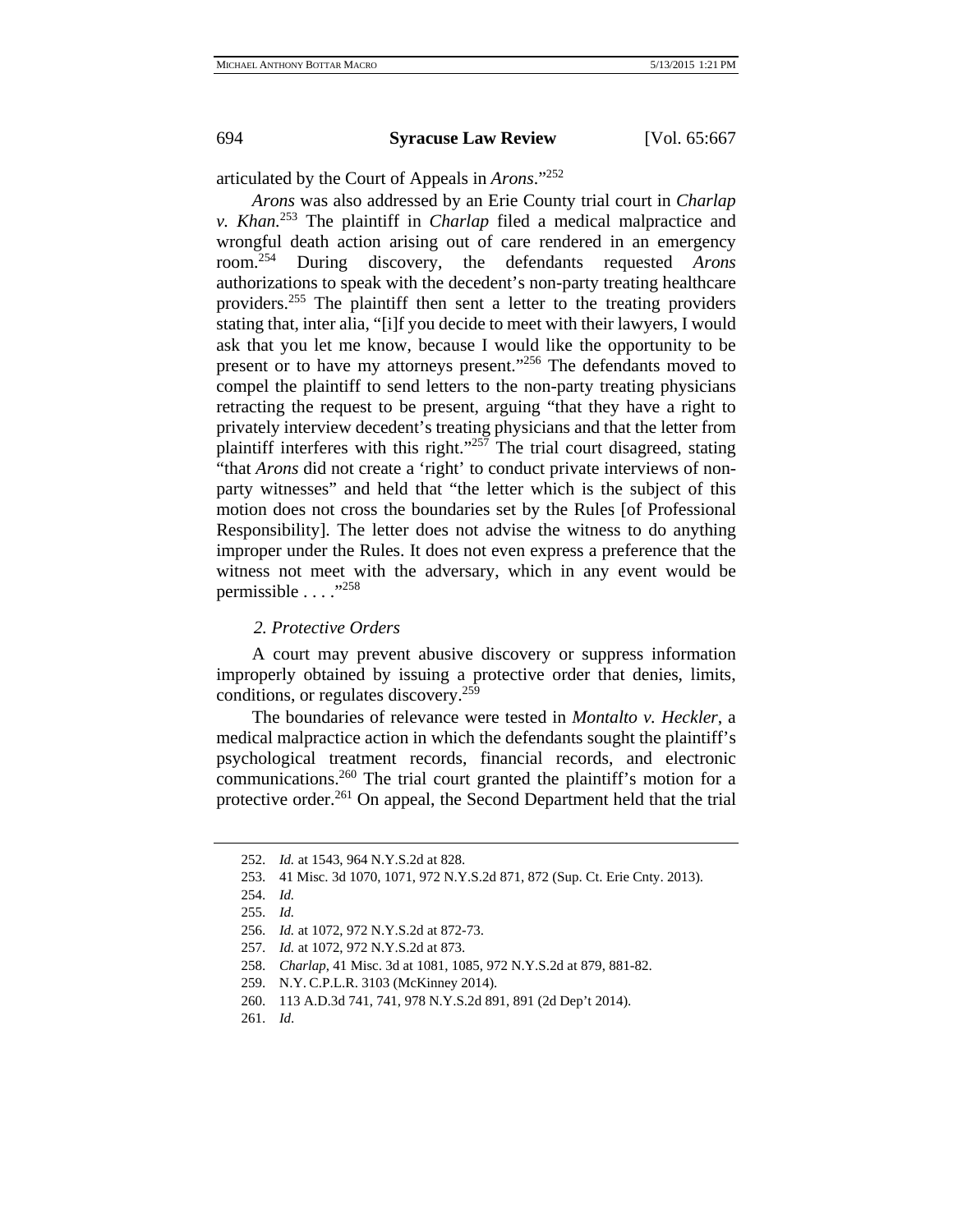articulated by the Court of Appeals in *Arons*."[252]

*Arons* was also addressed by an Erie County trial court in *Charlap v. Khan*.[253] The plaintiff in *Charlap* filed a medical malpractice and wrongful death action arising out of care rendered in an emergency room.[254] During discovery, the defendants requested *Arons* authorizations to speak with the decedent's non-party treating healthcare providers.[255] The plaintiff then sent a letter to the treating providers stating that, inter alia, "[i]f you decide to meet with their lawyers, I would ask that you let me know, because I would like the opportunity to be present or to have my attorneys present."[256] The defendants moved to compel the plaintiff to send letters to the non-party treating physicians retracting the request to be present, arguing "that they have a right to privately interview decedent's treating physicians and that the letter from plaintiff interferes with this right."[257] The trial court disagreed, stating "that *Arons* did not create a 'right' to conduct private interviews of non-party witnesses" and held that "the letter which is the subject of this motion does not cross the boundaries set by the Rules [of Professional Responsibility]. The letter does not advise the witness to do anything improper under the Rules. It does not even express a preference that the witness not meet with the adversary, which in any event would be permissible . . . ."[258]

### *2. Protective Orders*

A court may prevent abusive discovery or suppress information improperly obtained by issuing a protective order that denies, limits, conditions, or regulates discovery.[259]

The boundaries of relevance were tested in *Montalto v. Heckler*, a medical malpractice action in which the defendants sought the plaintiff's psychological treatment records, financial records, and electronic communications.[260] The trial court granted the plaintiff's motion for a protective order.[261] On appeal, the Second Department held that the trial

---

252. *Id.* at 1543, 964 N.Y.S.2d at 828.

253. 41 Misc. 3d 1070, 1071, 972 N.Y.S.2d 871, 872 (Sup. Ct. Erie Cnty. 2013).

254. *Id.*

255. *Id.*

256. *Id.* at 1072, 972 N.Y.S.2d at 872-73.

257. *Id.* at 1072, 972 N.Y.S.2d at 873.

258. *Charlap*, 41 Misc. 3d at 1081, 1085, 972 N.Y.S.2d at 879, 881-82.

259. N.Y. C.P.L.R. 3103 (McKinney 2014).

260. 113 A.D.3d 741, 741, 978 N.Y.S.2d 891, 891 (2d Dep't 2014).

261. *Id*.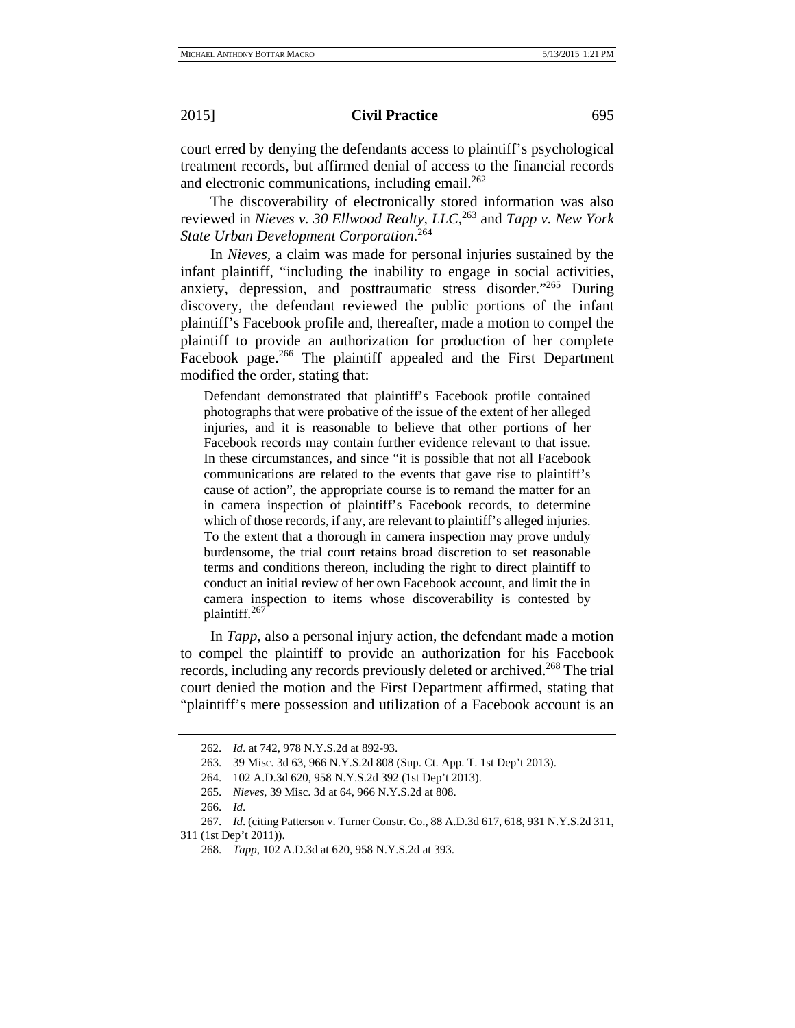court erred by denying the defendants access to plaintiff's psychological treatment records, but affirmed denial of access to the financial records and electronic communications, including email.[262]

The discoverability of electronically stored information was also reviewed in *Nieves v. 30 Ellwood Realty, LLC*,[263] and *Tapp v. New York State Urban Development Corporation*.[264]

In *Nieves*, a claim was made for personal injuries sustained by the infant plaintiff, "including the inability to engage in social activities, anxiety, depression, and posttraumatic stress disorder."[265] During discovery, the defendant reviewed the public portions of the infant plaintiff's Facebook profile and, thereafter, made a motion to compel the plaintiff to provide an authorization for production of her complete Facebook page.[266] The plaintiff appealed and the First Department modified the order, stating that:

> Defendant demonstrated that plaintiff's Facebook profile contained photographs that were probative of the issue of the extent of her alleged injuries, and it is reasonable to believe that other portions of her Facebook records may contain further evidence relevant to that issue. In these circumstances, and since "it is possible that not all Facebook communications are related to the events that gave rise to plaintiff's cause of action", the appropriate course is to remand the matter for an in camera inspection of plaintiff's Facebook records, to determine which of those records, if any, are relevant to plaintiff's alleged injuries. To the extent that a thorough in camera inspection may prove unduly burdensome, the trial court retains broad discretion to set reasonable terms and conditions thereon, including the right to direct plaintiff to conduct an initial review of her own Facebook account, and limit the in camera inspection to items whose discoverability is contested by plaintiff.[267]

In *Tapp*, also a personal injury action, the defendant made a motion to compel the plaintiff to provide an authorization for his Facebook records, including any records previously deleted or archived.[268] The trial court denied the motion and the First Department affirmed, stating that "plaintiff's mere possession and utilization of a Facebook account is an

---

262. *Id.* at 742, 978 N.Y.S.2d at 892-93.

263. 39 Misc. 3d 63, 966 N.Y.S.2d 808 (Sup. Ct. App. T. 1st Dep't 2013).

264. 102 A.D.3d 620, 958 N.Y.S.2d 392 (1st Dep't 2013).

265. *Nieves*, 39 Misc. 3d at 64, 966 N.Y.S.2d at 808.

266. *Id.*

267. *Id.* (citing Patterson v. Turner Constr. Co., 88 A.D.3d 617, 618, 931 N.Y.S.2d 311, 311 (1st Dep't 2011)).

268. *Tapp*, 102 A.D.3d at 620, 958 N.Y.S.2d at 393.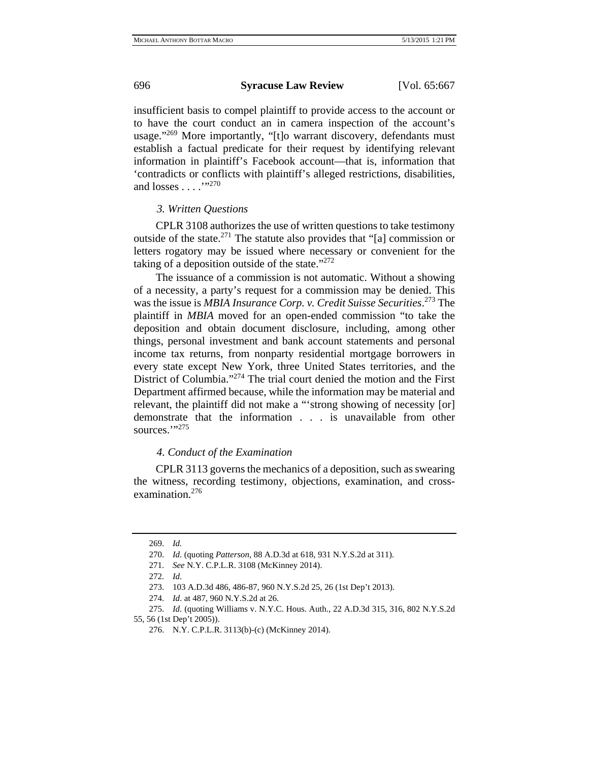insufficient basis to compel plaintiff to provide access to the account or to have the court conduct an in camera inspection of the account's usage."[269] More importantly, "[t]o warrant discovery, defendants must establish a factual predicate for their request by identifying relevant information in plaintiff's Facebook account—that is, information that 'contradicts or conflicts with plaintiff's alleged restrictions, disabilities, and losses . . . .'"[270]

### *3. Written Questions*

CPLR 3108 authorizes the use of written questions to take testimony outside of the state.[271] The statute also provides that "[a] commission or letters rogatory may be issued where necessary or convenient for the taking of a deposition outside of the state."[272]

The issuance of a commission is not automatic. Without a showing of a necessity, a party's request for a commission may be denied. This was the issue is *MBIA Insurance Corp. v. Credit Suisse Securities*.[273] The plaintiff in *MBIA* moved for an open-ended commission "to take the deposition and obtain document disclosure, including, among other things, personal investment and bank account statements and personal income tax returns, from nonparty residential mortgage borrowers in every state except New York, three United States territories, and the District of Columbia."[274] The trial court denied the motion and the First Department affirmed because, while the information may be material and relevant, the plaintiff did not make a "'strong showing of necessity [or] demonstrate that the information . . . is unavailable from other sources.'"[275]

### *4. Conduct of the Examination*

CPLR 3113 governs the mechanics of a deposition, such as swearing the witness, recording testimony, objections, examination, and cross-examination.[276]

---

269. *Id.*

270. *Id.* (quoting *Patterson*, 88 A.D.3d at 618, 931 N.Y.S.2d at 311).

271. *See* N.Y. C.P.L.R. 3108 (McKinney 2014).

272. *Id*.

273. 103 A.D.3d 486, 486-87, 960 N.Y.S.2d 25, 26 (1st Dep't 2013).

274. *Id*. at 487, 960 N.Y.S.2d at 26.

275. *Id.* (quoting Williams v. N.Y.C. Hous. Auth., 22 A.D.3d 315, 316, 802 N.Y.S.2d 55, 56 (1st Dep't 2005)).

276. N.Y. C.P.L.R. 3113(b)-(c) (McKinney 2014).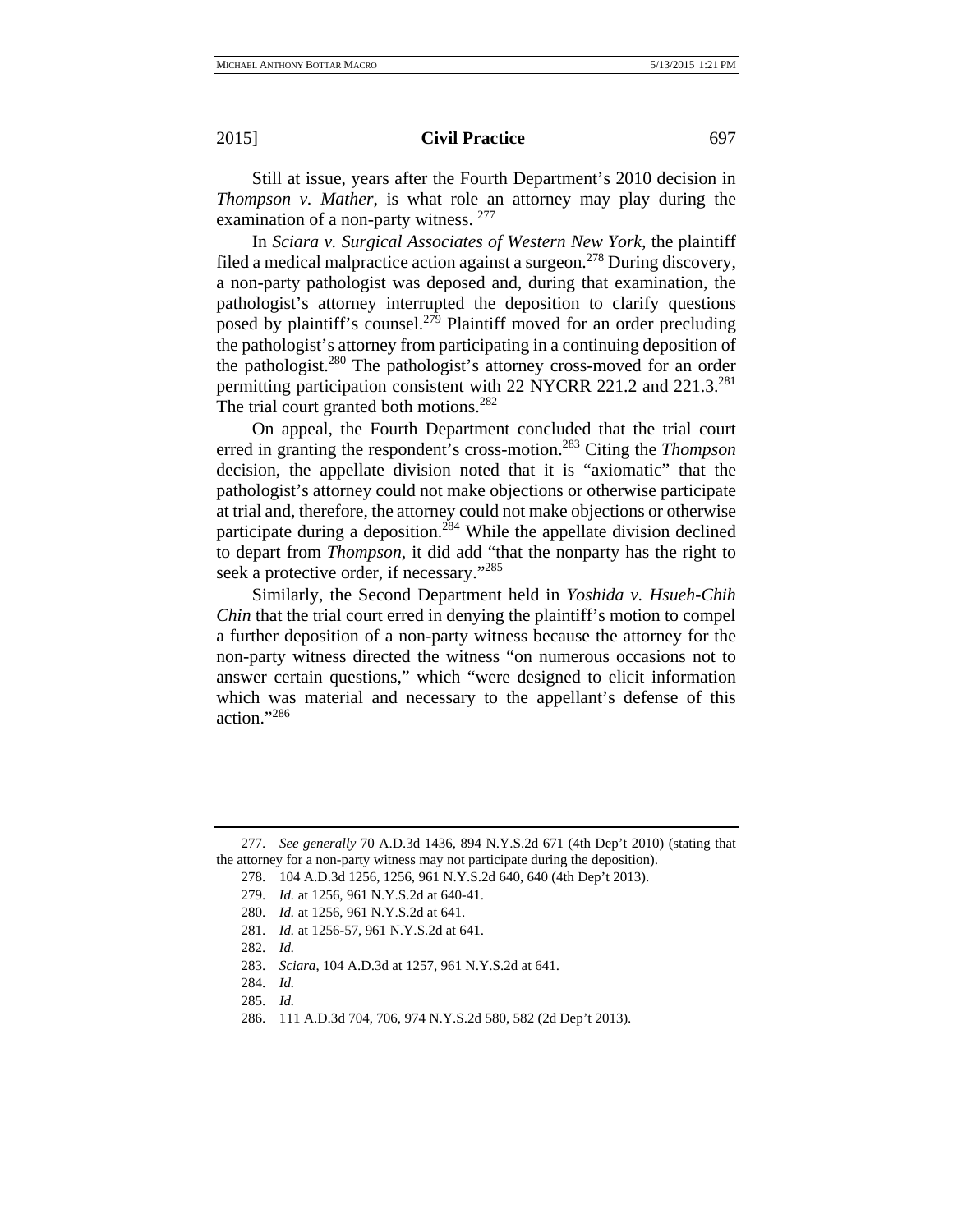Still at issue, years after the Fourth Department's 2010 decision in *Thompson v. Mather*, is what role an attorney may play during the examination of a non-party witness. [277]

In *Sciara v. Surgical Associates of Western New York*, the plaintiff filed a medical malpractice action against a surgeon.[278] During discovery, a non-party pathologist was deposed and, during that examination, the pathologist's attorney interrupted the deposition to clarify questions posed by plaintiff's counsel.[279] Plaintiff moved for an order precluding the pathologist's attorney from participating in a continuing deposition of the pathologist.[280] The pathologist's attorney cross-moved for an order permitting participation consistent with 22 NYCRR 221.2 and 221.3.[281] The trial court granted both motions.[282]

On appeal, the Fourth Department concluded that the trial court erred in granting the respondent's cross-motion.[283] Citing the *Thompson* decision, the appellate division noted that it is "axiomatic" that the pathologist's attorney could not make objections or otherwise participate at trial and, therefore, the attorney could not make objections or otherwise participate during a deposition.[284] While the appellate division declined to depart from *Thompson*, it did add "that the nonparty has the right to seek a protective order, if necessary."[285]

Similarly, the Second Department held in *Yoshida v. Hsueh-Chih Chin* that the trial court erred in denying the plaintiff's motion to compel a further deposition of a non-party witness because the attorney for the non-party witness directed the witness "on numerous occasions not to answer certain questions," which "were designed to elicit information which was material and necessary to the appellant's defense of this action."[286]

---

277. *See generally* 70 A.D.3d 1436, 894 N.Y.S.2d 671 (4th Dep't 2010) (stating that the attorney for a non-party witness may not participate during the deposition).

278. 104 A.D.3d 1256, 1256, 961 N.Y.S.2d 640, 640 (4th Dep't 2013).

279. *Id.* at 1256, 961 N.Y.S.2d at 640-41.

280. *Id.* at 1256, 961 N.Y.S.2d at 641.

281. *Id.* at 1256-57, 961 N.Y.S.2d at 641.

282. *Id.*

283. *Sciara*, 104 A.D.3d at 1257, 961 N.Y.S.2d at 641.

284. *Id.*

285. *Id.*

286. 111 A.D.3d 704, 706, 974 N.Y.S.2d 580, 582 (2d Dep't 2013).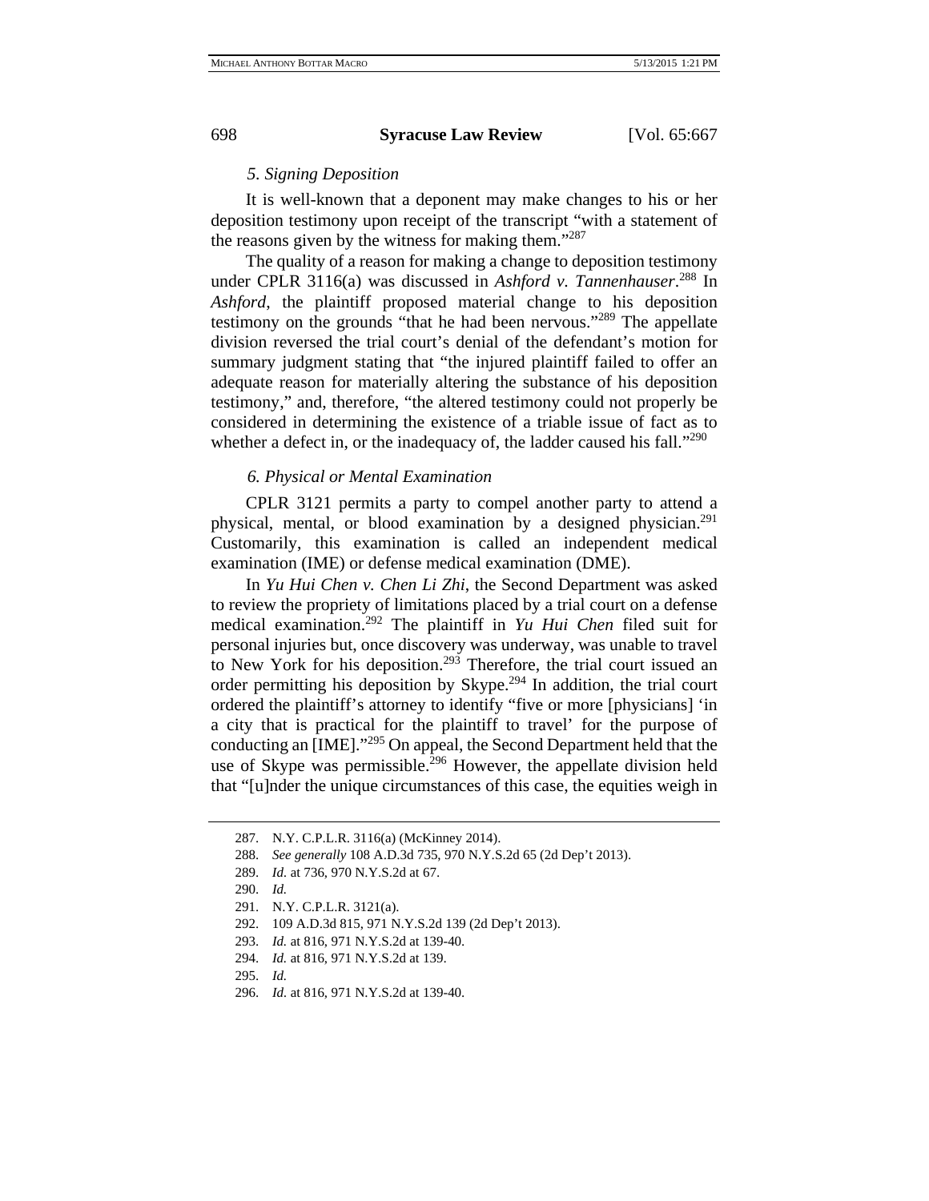### *5. Signing Deposition*

It is well-known that a deponent may make changes to his or her deposition testimony upon receipt of the transcript "with a statement of the reasons given by the witness for making them."[287]

The quality of a reason for making a change to deposition testimony under CPLR 3116(a) was discussed in *Ashford v. Tannenhauser*.[288] In *Ashford*, the plaintiff proposed material change to his deposition testimony on the grounds "that he had been nervous."[289] The appellate division reversed the trial court's denial of the defendant's motion for summary judgment stating that "the injured plaintiff failed to offer an adequate reason for materially altering the substance of his deposition testimony," and, therefore, "the altered testimony could not properly be considered in determining the existence of a triable issue of fact as to whether a defect in, or the inadequacy of, the ladder caused his fall."[290]

### *6. Physical or Mental Examination*

CPLR 3121 permits a party to compel another party to attend a physical, mental, or blood examination by a designed physician.[291] Customarily, this examination is called an independent medical examination (IME) or defense medical examination (DME).

In *Yu Hui Chen v. Chen Li Zhi*, the Second Department was asked to review the propriety of limitations placed by a trial court on a defense medical examination.[292] The plaintiff in *Yu Hui Chen* filed suit for personal injuries but, once discovery was underway, was unable to travel to New York for his deposition.[293] Therefore, the trial court issued an order permitting his deposition by Skype.[294] In addition, the trial court ordered the plaintiff's attorney to identify "five or more [physicians] 'in a city that is practical for the plaintiff to travel' for the purpose of conducting an [IME]."[295] On appeal, the Second Department held that the use of Skype was permissible.[296] However, the appellate division held that "[u]nder the unique circumstances of this case, the equities weigh in

---

287. N.Y. C.P.L.R. 3116(a) (McKinney 2014).

288. *See generally* 108 A.D.3d 735, 970 N.Y.S.2d 65 (2d Dep't 2013).

289. *Id.* at 736, 970 N.Y.S.2d at 67.

290. *Id.*

291. N.Y. C.P.L.R. 3121(a).

292. 109 A.D.3d 815, 971 N.Y.S.2d 139 (2d Dep't 2013).

293. *Id.* at 816, 971 N.Y.S.2d at 139-40.

294. *Id.* at 816, 971 N.Y.S.2d at 139.

295. *Id.*

296. *Id.* at 816, 971 N.Y.S.2d at 139-40.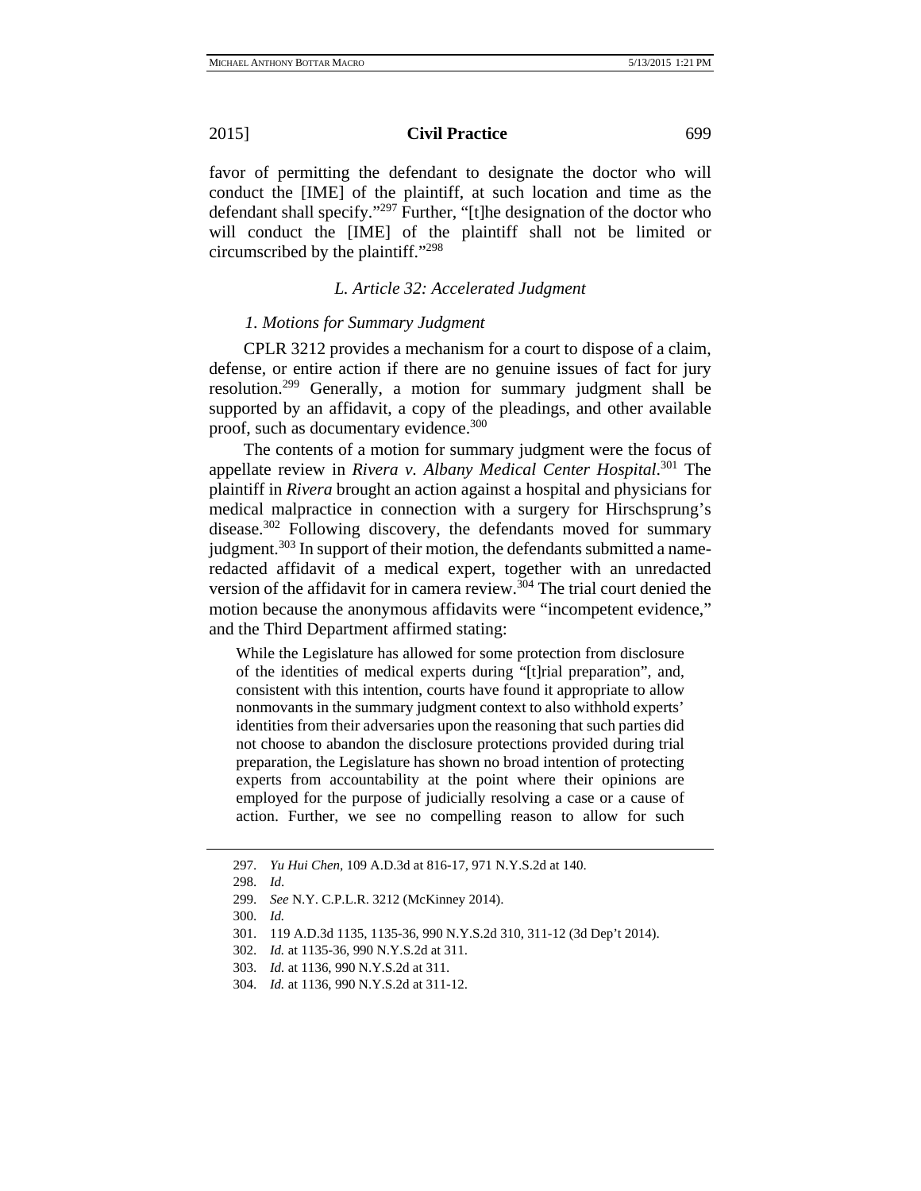favor of permitting the defendant to designate the doctor who will conduct the [IME] of the plaintiff, at such location and time as the defendant shall specify."[297] Further, "[t]he designation of the doctor who will conduct the [IME] of the plaintiff shall not be limited or circumscribed by the plaintiff."[298]

### *L. Article 32: Accelerated Judgment*

#### *1. Motions for Summary Judgment*

CPLR 3212 provides a mechanism for a court to dispose of a claim, defense, or entire action if there are no genuine issues of fact for jury resolution.[299] Generally, a motion for summary judgment shall be supported by an affidavit, a copy of the pleadings, and other available proof, such as documentary evidence.[300]

The contents of a motion for summary judgment were the focus of appellate review in *Rivera v. Albany Medical Center Hospital*.[301] The plaintiff in *Rivera* brought an action against a hospital and physicians for medical malpractice in connection with a surgery for Hirschsprung's disease.[302] Following discovery, the defendants moved for summary judgment.[303] In support of their motion, the defendants submitted a name-redacted affidavit of a medical expert, together with an unredacted version of the affidavit for in camera review.[304] The trial court denied the motion because the anonymous affidavits were "incompetent evidence," and the Third Department affirmed stating:

> While the Legislature has allowed for some protection from disclosure of the identities of medical experts during "[t]rial preparation", and, consistent with this intention, courts have found it appropriate to allow nonmovants in the summary judgment context to also withhold experts' identities from their adversaries upon the reasoning that such parties did not choose to abandon the disclosure protections provided during trial preparation, the Legislature has shown no broad intention of protecting experts from accountability at the point where their opinions are employed for the purpose of judicially resolving a case or a cause of action. Further, we see no compelling reason to allow for such

---

297. *Yu Hui Chen*, 109 A.D.3d at 816-17, 971 N.Y.S.2d at 140.

298. *Id.*

299. *See* N.Y. C.P.L.R. 3212 (McKinney 2014).

300. *Id.*

301. 119 A.D.3d 1135, 1135-36, 990 N.Y.S.2d 310, 311-12 (3d Dep't 2014).

302. *Id.* at 1135-36, 990 N.Y.S.2d at 311.

303. *Id.* at 1136, 990 N.Y.S.2d at 311.

304. *Id.* at 1136, 990 N.Y.S.2d at 311-12.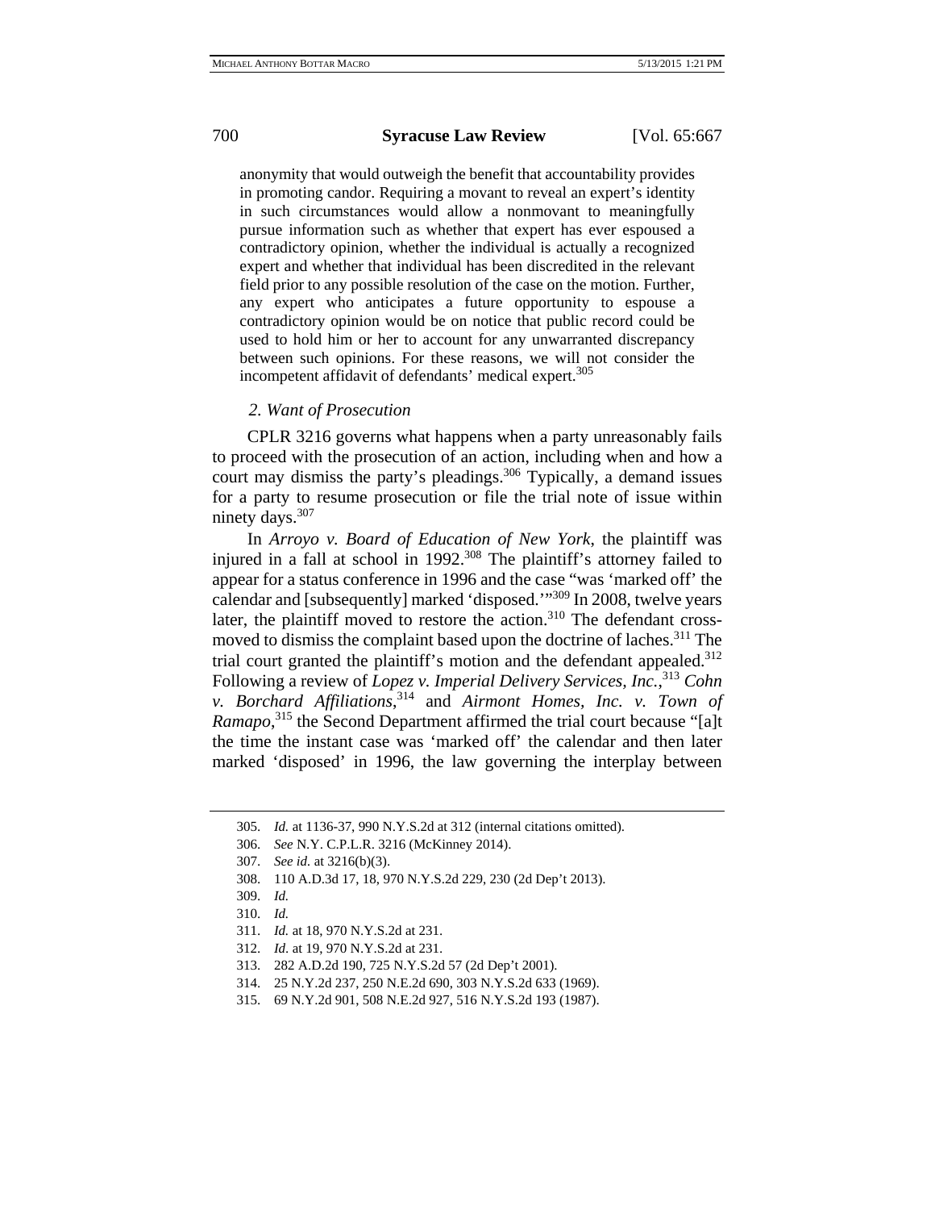> anonymity that would outweigh the benefit that accountability provides in promoting candor. Requiring a movant to reveal an expert's identity in such circumstances would allow a nonmovant to meaningfully pursue information such as whether that expert has ever espoused a contradictory opinion, whether the individual is actually a recognized expert and whether that individual has been discredited in the relevant field prior to any possible resolution of the case on the motion. Further, any expert who anticipates a future opportunity to espouse a contradictory opinion would be on notice that public record could be used to hold him or her to account for any unwarranted discrepancy between such opinions. For these reasons, we will not consider the incompetent affidavit of defendants' medical expert.[305]

### *2. Want of Prosecution*

CPLR 3216 governs what happens when a party unreasonably fails to proceed with the prosecution of an action, including when and how a court may dismiss the party's pleadings.[306] Typically, a demand issues for a party to resume prosecution or file the trial note of issue within ninety days.[307]

In *Arroyo v. Board of Education of New York*, the plaintiff was injured in a fall at school in 1992.[308] The plaintiff's attorney failed to appear for a status conference in 1996 and the case "was 'marked off' the calendar and [subsequently] marked 'disposed.'"[309] In 2008, twelve years later, the plaintiff moved to restore the action.[310] The defendant cross-moved to dismiss the complaint based upon the doctrine of laches.[311] The trial court granted the plaintiff's motion and the defendant appealed.[312] Following a review of *Lopez v. Imperial Delivery Services, Inc.*,[313] *Cohn v. Borchard Affiliations*,[314] and *Airmont Homes, Inc. v. Town of Ramapo*,[315] the Second Department affirmed the trial court because "[a]t the time the instant case was 'marked off' the calendar and then later marked 'disposed' in 1996, the law governing the interplay between

---

305. *Id.* at 1136-37, 990 N.Y.S.2d at 312 (internal citations omitted).

306. *See* N.Y. C.P.L.R. 3216 (McKinney 2014).

307. *See id.* at 3216(b)(3).

308. 110 A.D.3d 17, 18, 970 N.Y.S.2d 229, 230 (2d Dep't 2013).

309. *Id.*

310. *Id.*

311. *Id.* at 18, 970 N.Y.S.2d at 231.

312. *Id.* at 19, 970 N.Y.S.2d at 231.

313. 282 A.D.2d 190, 725 N.Y.S.2d 57 (2d Dep't 2001).

314. 25 N.Y.2d 237, 250 N.E.2d 690, 303 N.Y.S.2d 633 (1969).

315. 69 N.Y.2d 901, 508 N.E.2d 927, 516 N.Y.S.2d 193 (1987).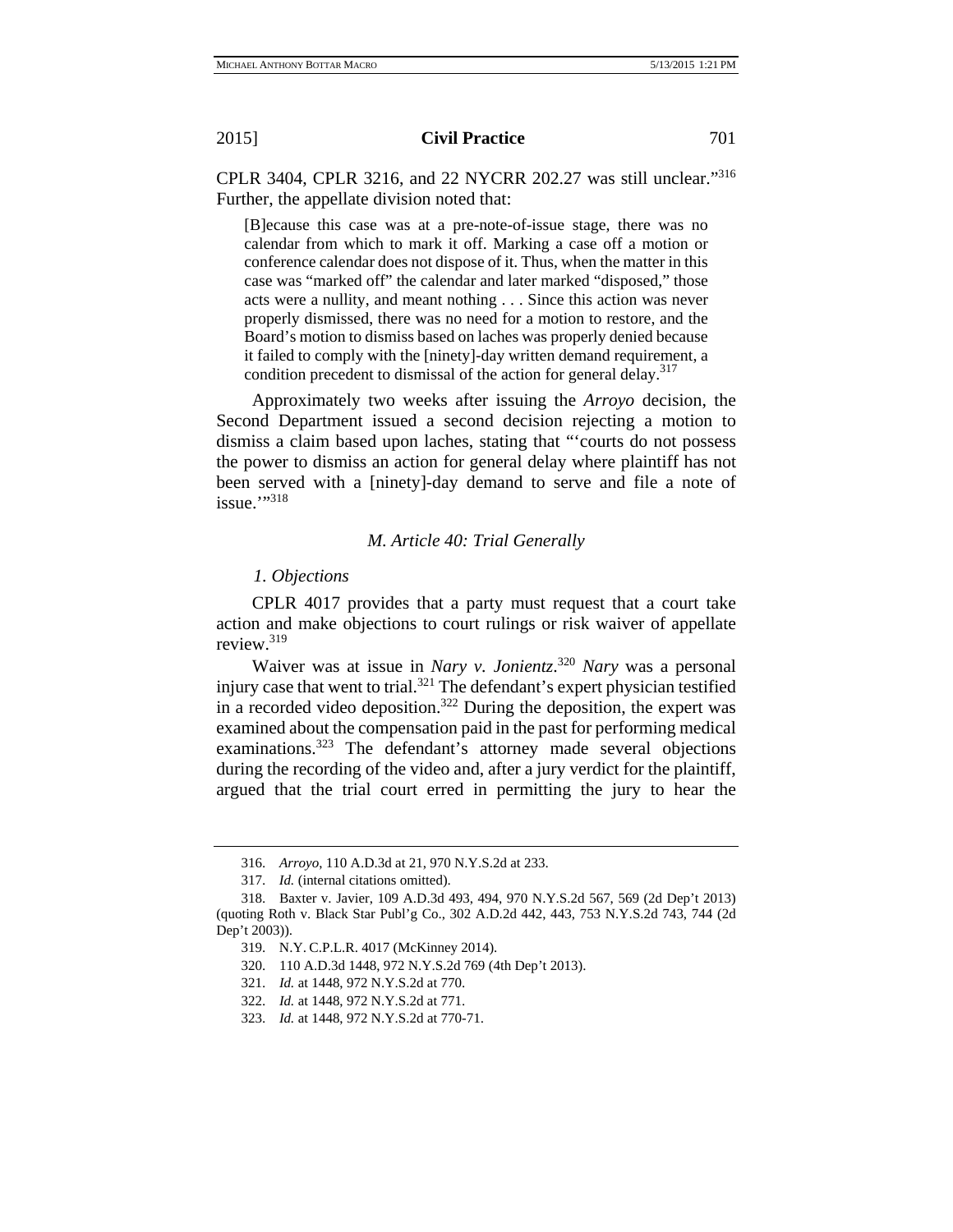CPLR 3404, CPLR 3216, and 22 NYCRR 202.27 was still unclear."[316] Further, the appellate division noted that:

> [B]ecause this case was at a pre-note-of-issue stage, there was no calendar from which to mark it off. Marking a case off a motion or conference calendar does not dispose of it. Thus, when the matter in this case was "marked off" the calendar and later marked "disposed," those acts were a nullity, and meant nothing . . . Since this action was never properly dismissed, there was no need for a motion to restore, and the Board's motion to dismiss based on laches was properly denied because it failed to comply with the [ninety]-day written demand requirement, a condition precedent to dismissal of the action for general delay.[317]

Approximately two weeks after issuing the *Arroyo* decision, the Second Department issued a second decision rejecting a motion to dismiss a claim based upon laches, stating that "'courts do not possess the power to dismiss an action for general delay where plaintiff has not been served with a [ninety]-day demand to serve and file a note of issue.'"[318]

### *M. Article 40: Trial Generally*

#### *1. Objections*

CPLR 4017 provides that a party must request that a court take action and make objections to court rulings or risk waiver of appellate review.[319]

Waiver was at issue in *Nary v. Jonientz*.[320] *Nary* was a personal injury case that went to trial.[321] The defendant's expert physician testified in a recorded video deposition.[322] During the deposition, the expert was examined about the compensation paid in the past for performing medical examinations.[323] The defendant's attorney made several objections during the recording of the video and, after a jury verdict for the plaintiff, argued that the trial court erred in permitting the jury to hear the

---

316. *Arroyo*, 110 A.D.3d at 21, 970 N.Y.S.2d at 233.

317. *Id.* (internal citations omitted).

318. Baxter v. Javier, 109 A.D.3d 493, 494, 970 N.Y.S.2d 567, 569 (2d Dep't 2013) (quoting Roth v. Black Star Publ'g Co., 302 A.D.2d 442, 443, 753 N.Y.S.2d 743, 744 (2d Dep't 2003)).

319. N.Y. C.P.L.R. 4017 (McKinney 2014).

320. 110 A.D.3d 1448, 972 N.Y.S.2d 769 (4th Dep't 2013).

321. *Id.* at 1448, 972 N.Y.S.2d at 770.

322. *Id.* at 1448, 972 N.Y.S.2d at 771.

323. *Id.* at 1448, 972 N.Y.S.2d at 770-71.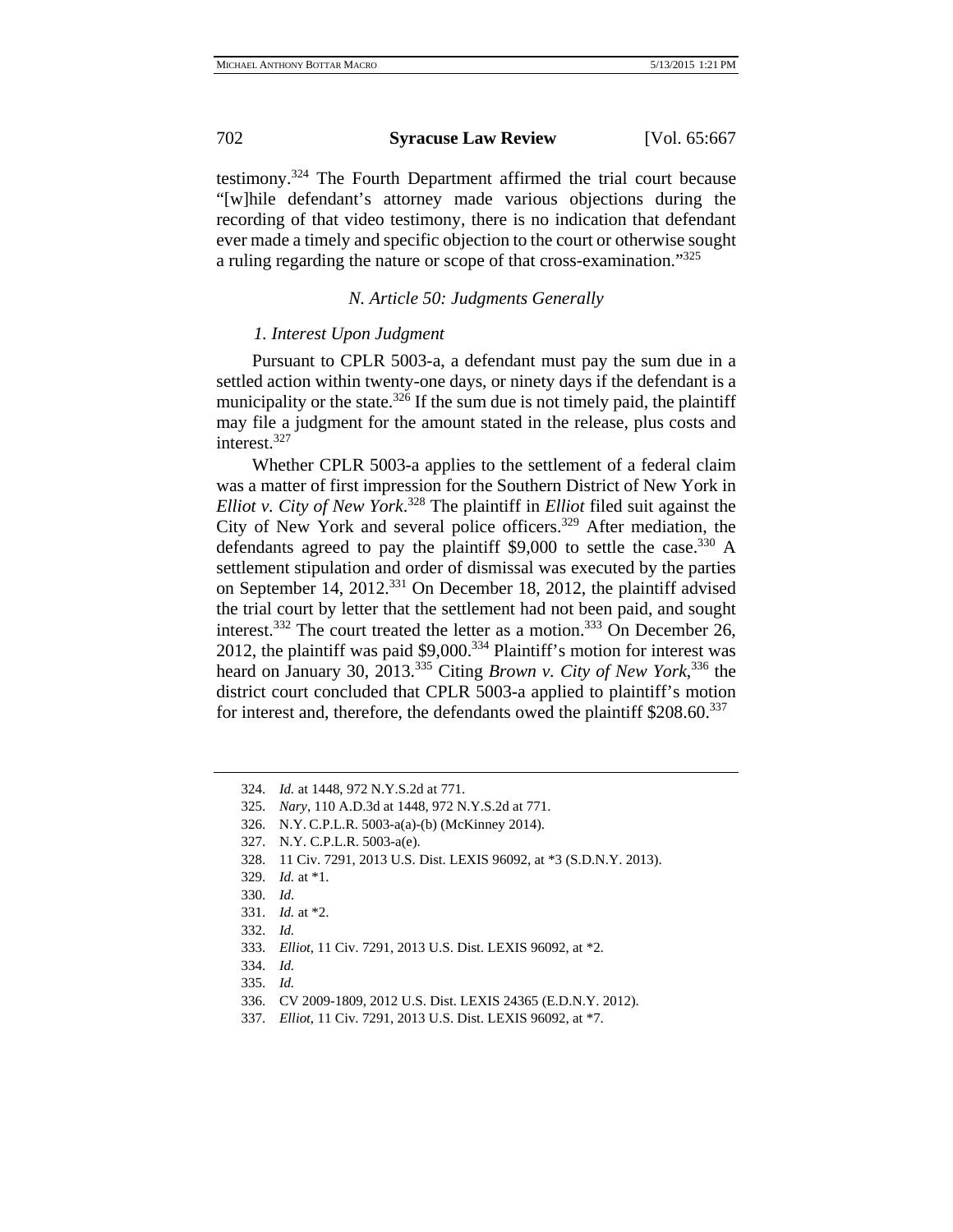testimony.[324] The Fourth Department affirmed the trial court because "[w]hile defendant's attorney made various objections during the recording of that video testimony, there is no indication that defendant ever made a timely and specific objection to the court or otherwise sought a ruling regarding the nature or scope of that cross-examination."[325]

### *N. Article 50: Judgments Generally*

#### *1. Interest Upon Judgment*

Pursuant to CPLR 5003-a, a defendant must pay the sum due in a settled action within twenty-one days, or ninety days if the defendant is a municipality or the state.[326] If the sum due is not timely paid, the plaintiff may file a judgment for the amount stated in the release, plus costs and interest.[327]

Whether CPLR 5003-a applies to the settlement of a federal claim was a matter of first impression for the Southern District of New York in *Elliot v. City of New York*.[328] The plaintiff in *Elliot* filed suit against the City of New York and several police officers.[329] After mediation, the defendants agreed to pay the plaintiff $9,000 to settle the case.[330] A settlement stipulation and order of dismissal was executed by the parties on September 14, 2012.[331] On December 18, 2012, the plaintiff advised the trial court by letter that the settlement had not been paid, and sought interest.[332] The court treated the letter as a motion.[333] On December 26, 2012, the plaintiff was paid $9,000.[334] Plaintiff's motion for interest was heard on January 30, 2013.[335] Citing *Brown v. City of New York*,[336] the district court concluded that CPLR 5003-a applied to plaintiff's motion for interest and, therefore, the defendants owed the plaintiff $208.60.[337]

---

324. *Id.* at 1448, 972 N.Y.S.2d at 771.
325. *Nary*, 110 A.D.3d at 1448, 972 N.Y.S.2d at 771.
326. N.Y. C.P.L.R. 5003-a(a)-(b) (McKinney 2014).
327. N.Y. C.P.L.R. 5003-a(e).
328. 11 Civ. 7291, 2013 U.S. Dist. LEXIS 96092, at *3 (S.D.N.Y. 2013).
329. *Id.* at *1.
330. *Id.*
331. *Id.* at *2.
332. *Id.*
333. *Elliot*, 11 Civ. 7291, 2013 U.S. Dist. LEXIS 96092, at *2.
334. *Id.*
335. *Id.*
336. CV 2009-1809, 2012 U.S. Dist. LEXIS 24365 (E.D.N.Y. 2012).
337. *Elliot*, 11 Civ. 7291, 2013 U.S. Dist. LEXIS 96092, at *7.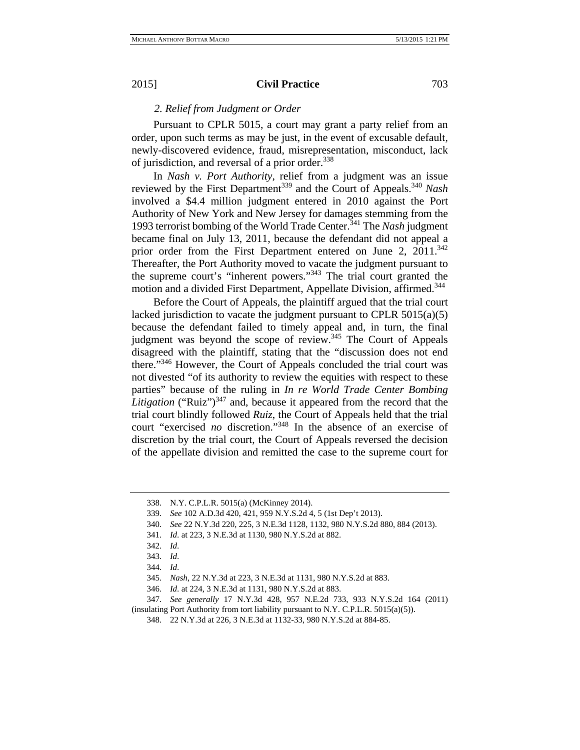### *2. Relief from Judgment or Order*

Pursuant to CPLR 5015, a court may grant a party relief from an order, upon such terms as may be just, in the event of excusable default, newly-discovered evidence, fraud, misrepresentation, misconduct, lack of jurisdiction, and reversal of a prior order.[338]

In *Nash v. Port Authority*, relief from a judgment was an issue reviewed by the First Department[339] and the Court of Appeals.[340] *Nash* involved a $4.4 million judgment entered in 2010 against the Port Authority of New York and New Jersey for damages stemming from the 1993 terrorist bombing of the World Trade Center.[341] The *Nash* judgment became final on July 13, 2011, because the defendant did not appeal a prior order from the First Department entered on June 2, 2011.[342] Thereafter, the Port Authority moved to vacate the judgment pursuant to the supreme court's "inherent powers."[343] The trial court granted the motion and a divided First Department, Appellate Division, affirmed.[344]

Before the Court of Appeals, the plaintiff argued that the trial court lacked jurisdiction to vacate the judgment pursuant to CPLR 5015(a)(5) because the defendant failed to timely appeal and, in turn, the final judgment was beyond the scope of review.[345] The Court of Appeals disagreed with the plaintiff, stating that the "discussion does not end there."[346] However, the Court of Appeals concluded the trial court was not divested "of its authority to review the equities with respect to these parties" because of the ruling in *In re World Trade Center Bombing Litigation* ("Ruiz")[347] and, because it appeared from the record that the trial court blindly followed *Ruiz*, the Court of Appeals held that the trial court "exercised *no* discretion."[348] In the absence of an exercise of discretion by the trial court, the Court of Appeals reversed the decision of the appellate division and remitted the case to the supreme court for

---

338. N.Y. C.P.L.R. 5015(a) (McKinney 2014).

339. *See* 102 A.D.3d 420, 421, 959 N.Y.S.2d 4, 5 (1st Dep't 2013).

340. *See* 22 N.Y.3d 220, 225, 3 N.E.3d 1128, 1132, 980 N.Y.S.2d 880, 884 (2013).

341. *Id.* at 223, 3 N.E.3d at 1130, 980 N.Y.S.2d at 882.

342. *Id.*

343. *Id.*

344. *Id.*

345. *Nash*, 22 N.Y.3d at 223, 3 N.E.3d at 1131, 980 N.Y.S.2d at 883.

346. *Id.* at 224, 3 N.E.3d at 1131, 980 N.Y.S.2d at 883.

347. *See generally* 17 N.Y.3d 428, 957 N.E.2d 733, 933 N.Y.S.2d 164 (2011) (insulating Port Authority from tort liability pursuant to N.Y. C.P.L.R. 5015(a)(5)).

348. 22 N.Y.3d at 226, 3 N.E.3d at 1132-33, 980 N.Y.S.2d at 884-85.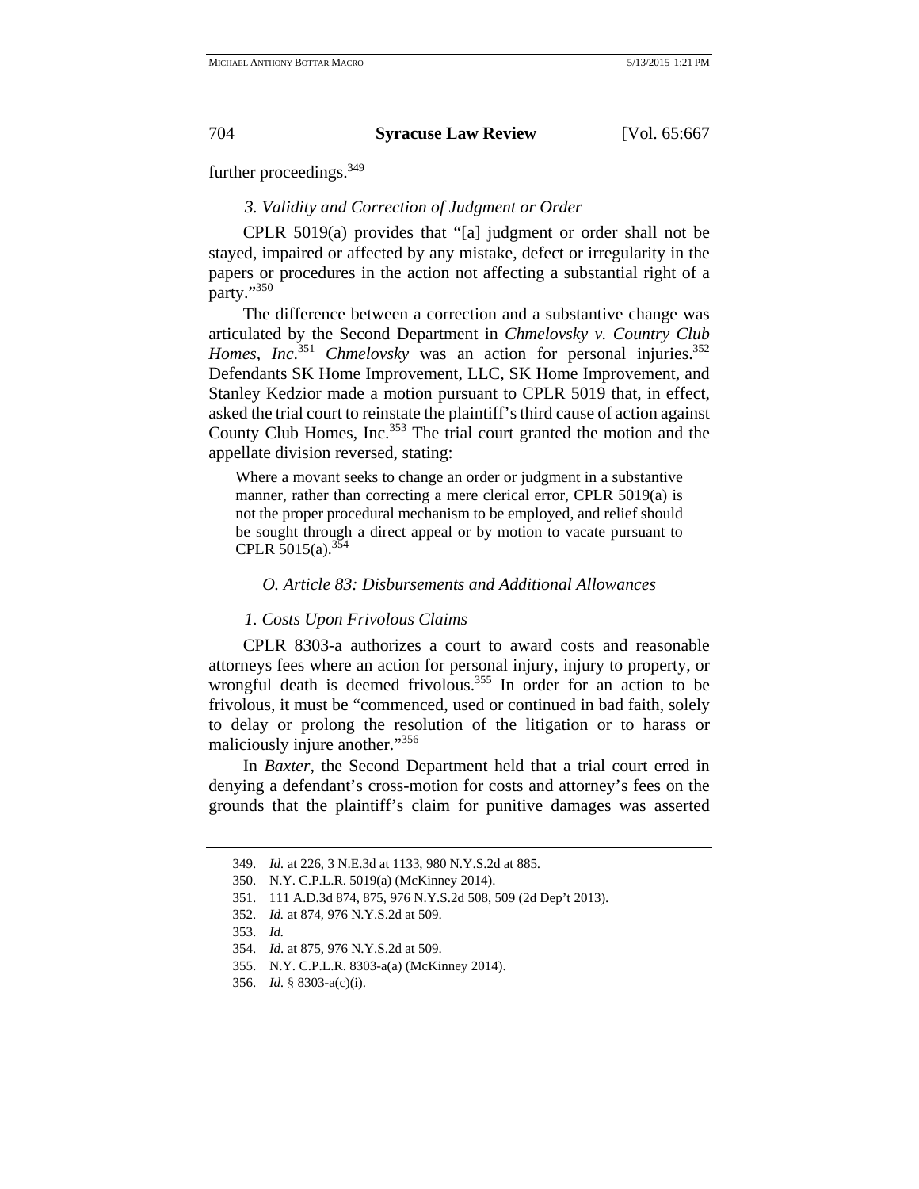further proceedings.[349]

### *3. Validity and Correction of Judgment or Order*

CPLR 5019(a) provides that "[a] judgment or order shall not be stayed, impaired or affected by any mistake, defect or irregularity in the papers or procedures in the action not affecting a substantial right of a party."[350]

The difference between a correction and a substantive change was articulated by the Second Department in *Chmelovsky v. Country Club Homes, Inc*.[351] *Chmelovsky* was an action for personal injuries.[352] Defendants SK Home Improvement, LLC, SK Home Improvement, and Stanley Kedzior made a motion pursuant to CPLR 5019 that, in effect, asked the trial court to reinstate the plaintiff's third cause of action against County Club Homes, Inc.[353] The trial court granted the motion and the appellate division reversed, stating:

> Where a movant seeks to change an order or judgment in a substantive manner, rather than correcting a mere clerical error, CPLR 5019(a) is not the proper procedural mechanism to be employed, and relief should be sought through a direct appeal or by motion to vacate pursuant to CPLR 5015(a).[354]

## *O. Article 83: Disbursements and Additional Allowances*

### *1. Costs Upon Frivolous Claims*

CPLR 8303-a authorizes a court to award costs and reasonable attorneys fees where an action for personal injury, injury to property, or wrongful death is deemed frivolous.[355] In order for an action to be frivolous, it must be "commenced, used or continued in bad faith, solely to delay or prolong the resolution of the litigation or to harass or maliciously injure another."[356]

In *Baxter*, the Second Department held that a trial court erred in denying a defendant's cross-motion for costs and attorney's fees on the grounds that the plaintiff's claim for punitive damages was asserted

---

349. *Id.* at 226, 3 N.E.3d at 1133, 980 N.Y.S.2d at 885.

350. N.Y. C.P.L.R. 5019(a) (McKinney 2014).

351. 111 A.D.3d 874, 875, 976 N.Y.S.2d 508, 509 (2d Dep't 2013).

352. *Id.* at 874, 976 N.Y.S.2d at 509.

353. *Id.*

354. *Id.* at 875, 976 N.Y.S.2d at 509.

355. N.Y. C.P.L.R. 8303-a(a) (McKinney 2014).

356. *Id.* § 8303-a(c)(i).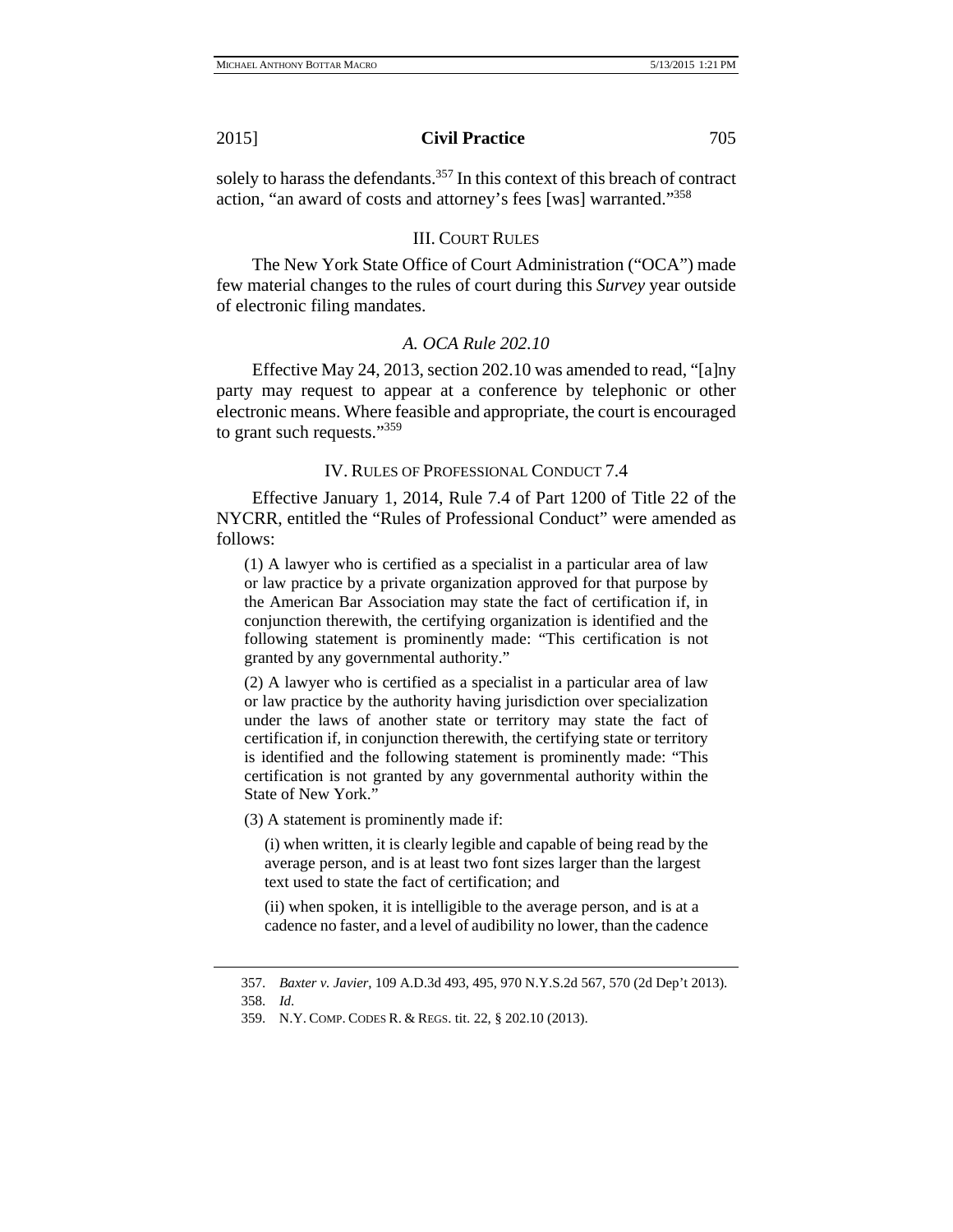solely to harass the defendants.[357] In this context of this breach of contract action, "an award of costs and attorney's fees [was] warranted."[358]

## III. Court Rules

The New York State Office of Court Administration ("OCA") made few material changes to the rules of court during this *Survey* year outside of electronic filing mandates.

### *A. OCA Rule 202.10*

Effective May 24, 2013, section 202.10 was amended to read, "[a]ny party may request to appear at a conference by telephonic or other electronic means. Where feasible and appropriate, the court is encouraged to grant such requests."[359]

## IV. Rules of Professional Conduct 7.4

Effective January 1, 2014, Rule 7.4 of Part 1200 of Title 22 of the NYCRR, entitled the "Rules of Professional Conduct" were amended as follows:

> (1) A lawyer who is certified as a specialist in a particular area of law or law practice by a private organization approved for that purpose by the American Bar Association may state the fact of certification if, in conjunction therewith, the certifying organization is identified and the following statement is prominently made: "This certification is not granted by any governmental authority."
>
> (2) A lawyer who is certified as a specialist in a particular area of law or law practice by the authority having jurisdiction over specialization under the laws of another state or territory may state the fact of certification if, in conjunction therewith, the certifying state or territory is identified and the following statement is prominently made: "This certification is not granted by any governmental authority within the State of New York."
>
> (3) A statement is prominently made if:
>
> > (i) when written, it is clearly legible and capable of being read by the average person, and is at least two font sizes larger than the largest text used to state the fact of certification; and
> >
> > (ii) when spoken, it is intelligible to the average person, and is at a cadence no faster, and a level of audibility no lower, than the cadence

---

357. *Baxter v. Javier*, 109 A.D.3d 493, 495, 970 N.Y.S.2d 567, 570 (2d Dep't 2013).

358. *Id*.

359. N.Y. Comp. Codes R. & Regs. tit. 22, § 202.10 (2013).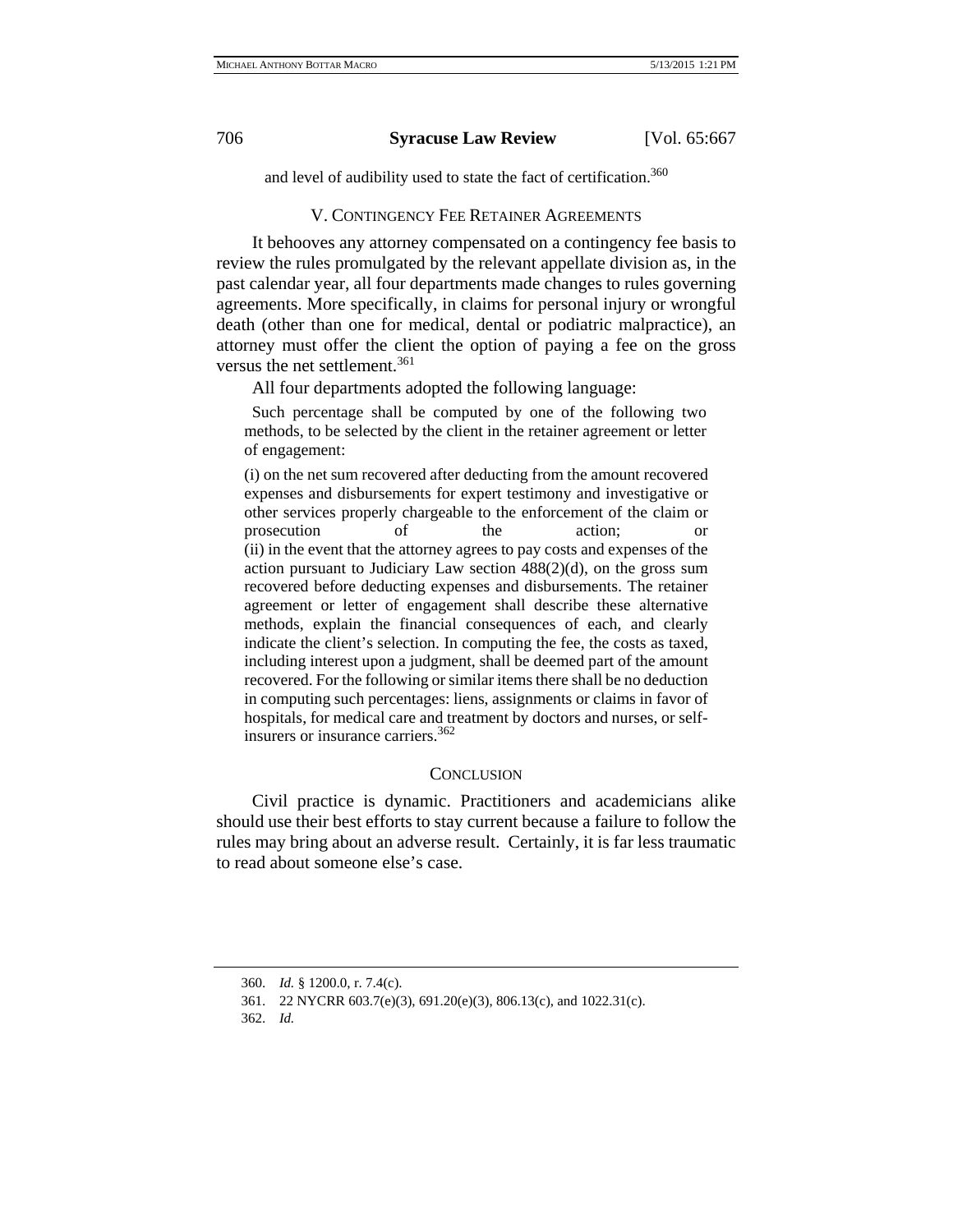and level of audibility used to state the fact of certification.[360]

## V. Contingency Fee Retainer Agreements

It behooves any attorney compensated on a contingency fee basis to review the rules promulgated by the relevant appellate division as, in the past calendar year, all four departments made changes to rules governing agreements. More specifically, in claims for personal injury or wrongful death (other than one for medical, dental or podiatric malpractice), an attorney must offer the client the option of paying a fee on the gross versus the net settlement.[361]

All four departments adopted the following language:

> Such percentage shall be computed by one of the following two methods, to be selected by the client in the retainer agreement or letter of engagement:
>
> (i) on the net sum recovered after deducting from the amount recovered expenses and disbursements for expert testimony and investigative or other services properly chargeable to the enforcement of the claim or prosecution of the action; or
> (ii) in the event that the attorney agrees to pay costs and expenses of the action pursuant to Judiciary Law section 488(2)(d), on the gross sum recovered before deducting expenses and disbursements. The retainer agreement or letter of engagement shall describe these alternative methods, explain the financial consequences of each, and clearly indicate the client's selection. In computing the fee, the costs as taxed, including interest upon a judgment, shall be deemed part of the amount recovered. For the following or similar items there shall be no deduction in computing such percentages: liens, assignments or claims in favor of hospitals, for medical care and treatment by doctors and nurses, or self-insurers or insurance carriers.[362]

## Conclusion

Civil practice is dynamic. Practitioners and academicians alike should use their best efforts to stay current because a failure to follow the rules may bring about an adverse result. Certainly, it is far less traumatic to read about someone else's case.

---

360. *Id.* § 1200.0, r. 7.4(c).

361. 22 NYCRR 603.7(e)(3), 691.20(e)(3), 806.13(c), and 1022.31(c).

362. *Id.*